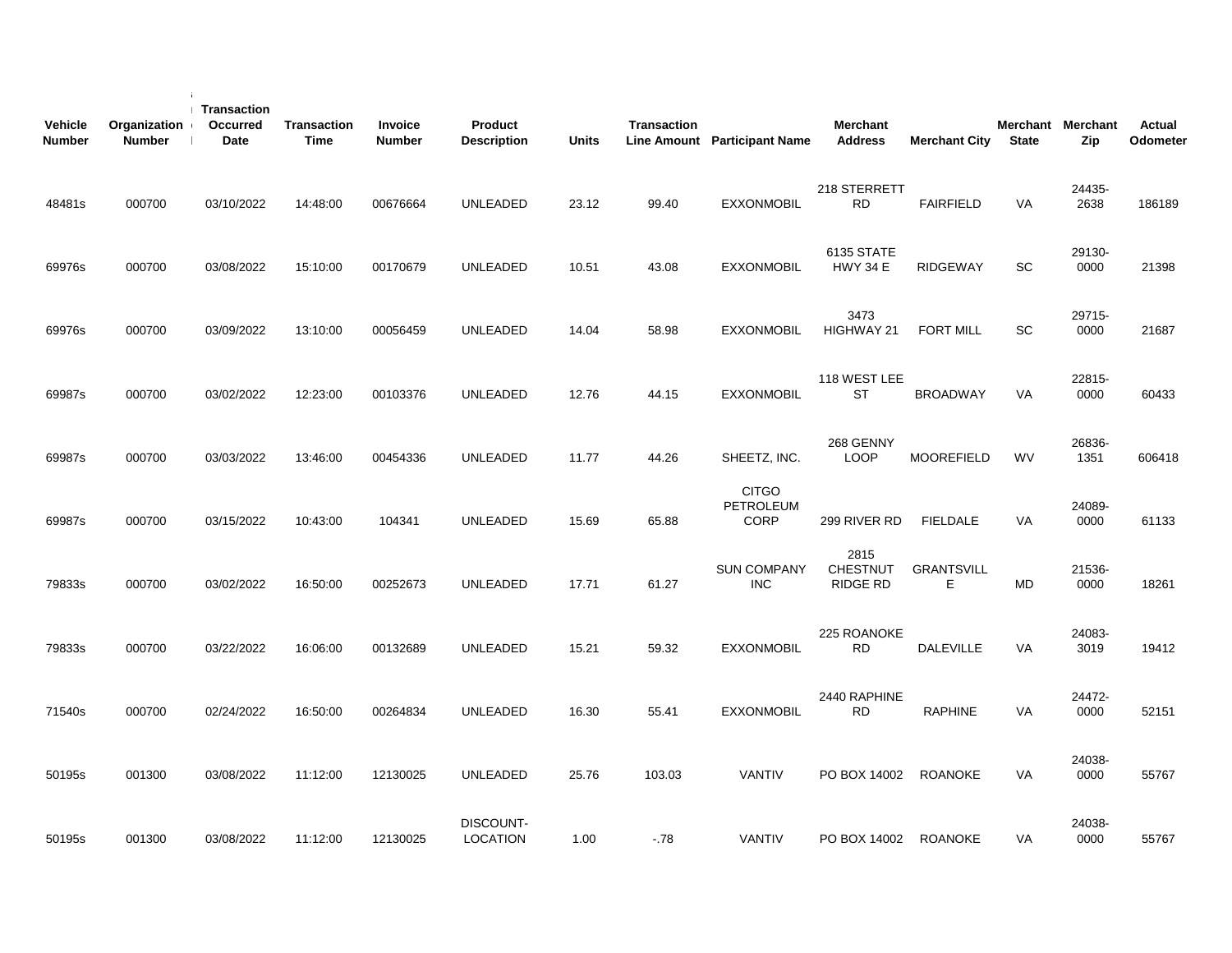| Vehicle Number | Organization Number | Transaction Occurred Date | Transaction Time | Invoice Number | Product Description | Units | Transaction Line Amount | Participant Name | Merchant Address | Merchant City | Merchant State | Merchant Zip | Actual Odometer |
|---|---|---|---|---|---|---|---|---|---|---|---|---|---|
| 48481s | 000700 | 03/10/2022 | 14:48:00 | 00676664 | UNLEADED | 23.12 | 99.40 | EXXONMOBIL | 218 STERRETT RD | FAIRFIELD | VA | 24435-2638 | 186189 |
| 69976s | 000700 | 03/08/2022 | 15:10:00 | 00170679 | UNLEADED | 10.51 | 43.08 | EXXONMOBIL | 6135 STATE HWY 34 E | RIDGEWAY | SC | 29130-0000 | 21398 |
| 69976s | 000700 | 03/09/2022 | 13:10:00 | 00056459 | UNLEADED | 14.04 | 58.98 | EXXONMOBIL | 3473 HIGHWAY 21 | FORT MILL | SC | 29715-0000 | 21687 |
| 69987s | 000700 | 03/02/2022 | 12:23:00 | 00103376 | UNLEADED | 12.76 | 44.15 | EXXONMOBIL | 118 WEST LEE ST | BROADWAY | VA | 22815-0000 | 60433 |
| 69987s | 000700 | 03/03/2022 | 13:46:00 | 00454336 | UNLEADED | 11.77 | 44.26 | SHEETZ, INC. | 268 GENNY LOOP | MOOREFIELD | WV | 26836-1351 | 606418 |
| 69987s | 000700 | 03/15/2022 | 10:43:00 | 104341 | UNLEADED | 15.69 | 65.88 | CITGO PETROLEUM CORP | 299 RIVER RD | FIELDALE | VA | 24089-0000 | 61133 |
| 79833s | 000700 | 03/02/2022 | 16:50:00 | 00252673 | UNLEADED | 17.71 | 61.27 | SUN COMPANY INC | 2815 CHESTNUT RIDGE RD | GRANTSVILLE | MD | 21536-0000 | 18261 |
| 79833s | 000700 | 03/22/2022 | 16:06:00 | 00132689 | UNLEADED | 15.21 | 59.32 | EXXONMOBIL | 225 ROANOKE RD | DALEVILLE | VA | 24083-3019 | 19412 |
| 71540s | 000700 | 02/24/2022 | 16:50:00 | 00264834 | UNLEADED | 16.30 | 55.41 | EXXONMOBIL | 2440 RAPHINE RD | RAPHINE | VA | 24472-0000 | 52151 |
| 50195s | 001300 | 03/08/2022 | 11:12:00 | 12130025 | UNLEADED | 25.76 | 103.03 | VANTIV | PO BOX 14002 | ROANOKE | VA | 24038-0000 | 55767 |
| 50195s | 001300 | 03/08/2022 | 11:12:00 | 12130025 | DISCOUNT-LOCATION | 1.00 | -.78 | VANTIV | PO BOX 14002 | ROANOKE | VA | 24038-0000 | 55767 |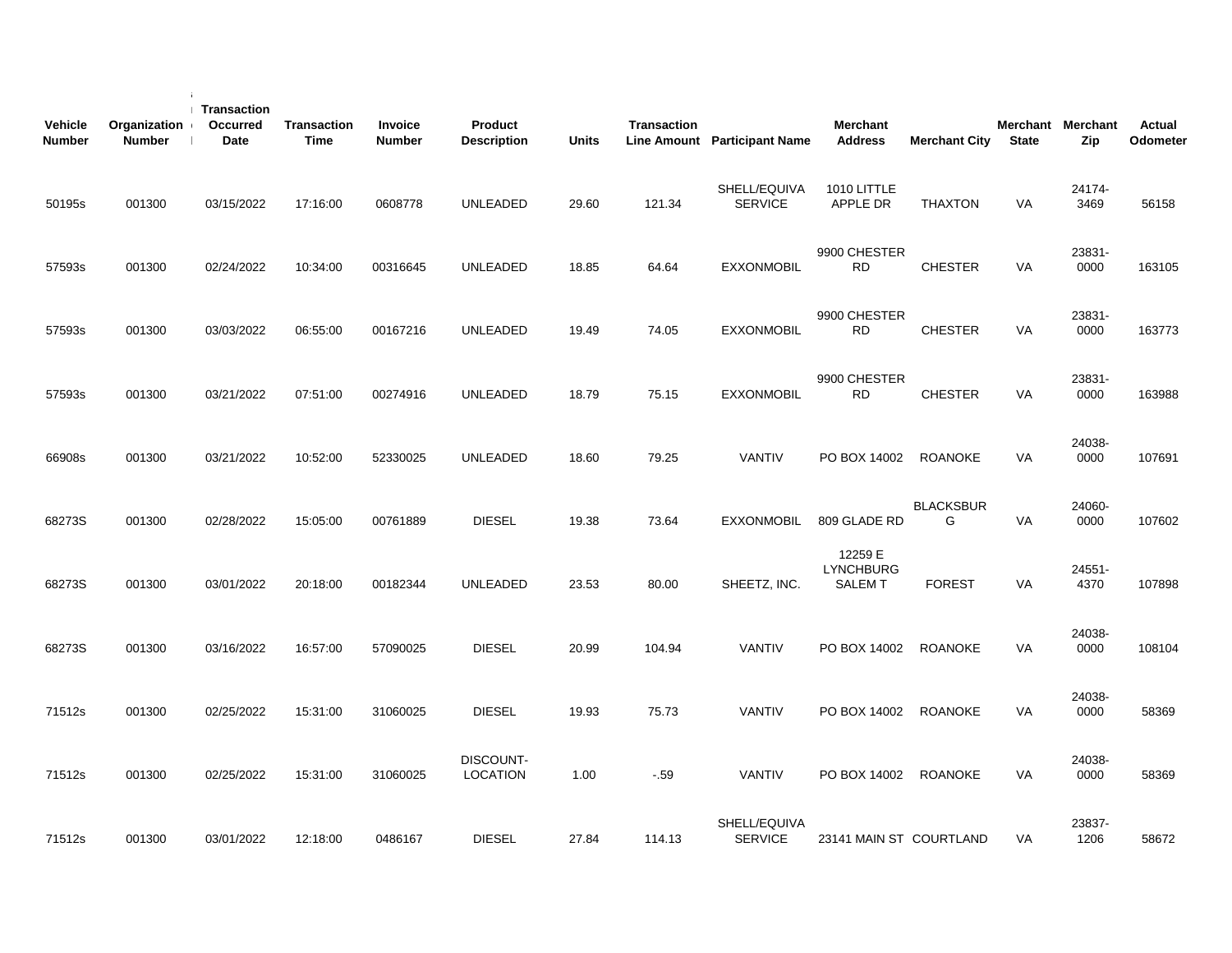| Vehicle Number | Organization Number | Transaction Occurred Date | Transaction Time | Invoice Number | Product Description | Units | Transaction Line Amount | Participant Name | Merchant Address | Merchant City | Merchant State | Merchant Zip | Actual Odometer |
|---|---|---|---|---|---|---|---|---|---|---|---|---|---|
| 50195s | 001300 | 03/15/2022 | 17:16:00 | 0608778 | UNLEADED | 29.60 | 121.34 | SHELL/EQUIVA SERVICE | 1010 LITTLE APPLE DR | THAXTON | VA | 24174-3469 | 56158 |
| 57593s | 001300 | 02/24/2022 | 10:34:00 | 00316645 | UNLEADED | 18.85 | 64.64 | EXXONMOBIL | 9900 CHESTER RD | CHESTER | VA | 23831-0000 | 163105 |
| 57593s | 001300 | 03/03/2022 | 06:55:00 | 00167216 | UNLEADED | 19.49 | 74.05 | EXXONMOBIL | 9900 CHESTER RD | CHESTER | VA | 23831-0000 | 163773 |
| 57593s | 001300 | 03/21/2022 | 07:51:00 | 00274916 | UNLEADED | 18.79 | 75.15 | EXXONMOBIL | 9900 CHESTER RD | CHESTER | VA | 23831-0000 | 163988 |
| 66908s | 001300 | 03/21/2022 | 10:52:00 | 52330025 | UNLEADED | 18.60 | 79.25 | VANTIV | PO BOX 14002 | ROANOKE | VA | 24038-0000 | 107691 |
| 68273S | 001300 | 02/28/2022 | 15:05:00 | 00761889 | DIESEL | 19.38 | 73.64 | EXXONMOBIL | 809 GLADE RD | BLACKSBURG | VA | 24060-0000 | 107602 |
| 68273S | 001300 | 03/01/2022 | 20:18:00 | 00182344 | UNLEADED | 23.53 | 80.00 | SHEETZ, INC. | 12259 E LYNCHBURG SALEM T | FOREST | VA | 24551-4370 | 107898 |
| 68273S | 001300 | 03/16/2022 | 16:57:00 | 57090025 | DIESEL | 20.99 | 104.94 | VANTIV | PO BOX 14002 | ROANOKE | VA | 24038-0000 | 108104 |
| 71512s | 001300 | 02/25/2022 | 15:31:00 | 31060025 | DIESEL | 19.93 | 75.73 | VANTIV | PO BOX 14002 | ROANOKE | VA | 24038-0000 | 58369 |
| 71512s | 001300 | 02/25/2022 | 15:31:00 | 31060025 | DISCOUNT-LOCATION | 1.00 | -.59 | VANTIV | PO BOX 14002 | ROANOKE | VA | 24038-0000 | 58369 |
| 71512s | 001300 | 03/01/2022 | 12:18:00 | 0486167 | DIESEL | 27.84 | 114.13 | SHELL/EQUIVA SERVICE | 23141 MAIN ST | COURTLAND | VA | 23837-1206 | 58672 |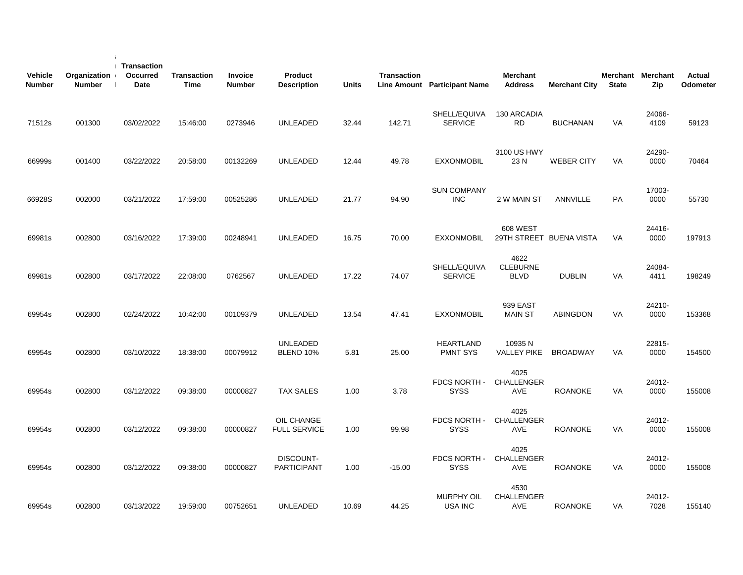| Vehicle Number | Organization Number | Transaction Occurred Date | Transaction Time | Invoice Number | Product Description | Units | Transaction Line Amount | Participant Name | Merchant Address | Merchant City | Merchant State | Merchant Zip | Actual Odometer |
|---|---|---|---|---|---|---|---|---|---|---|---|---|---|
| 71512s | 001300 | 03/02/2022 | 15:46:00 | 0273946 | UNLEADED | 32.44 | 142.71 | SHELL/EQUIVA SERVICE | 130 ARCADIA RD | BUCHANAN | VA | 24066-4109 | 59123 |
| 66999s | 001400 | 03/22/2022 | 20:58:00 | 00132269 | UNLEADED | 12.44 | 49.78 | EXXONMOBIL | 3100 US HWY 23 N | WEBER CITY | VA | 24290-0000 | 70464 |
| 66928S | 002000 | 03/21/2022 | 17:59:00 | 00525286 | UNLEADED | 21.77 | 94.90 | SUN COMPANY INC | 2 W MAIN ST | ANNVILLE | PA | 17003-0000 | 55730 |
| 69981s | 002800 | 03/16/2022 | 17:39:00 | 00248941 | UNLEADED | 16.75 | 70.00 | EXXONMOBIL | 608 WEST 29TH STREET | BUENA VISTA | VA | 24416-0000 | 197913 |
| 69981s | 002800 | 03/17/2022 | 22:08:00 | 0762567 | UNLEADED | 17.22 | 74.07 | SHELL/EQUIVA SERVICE | 4622 CLEBURNE BLVD | DUBLIN | VA | 24084-4411 | 198249 |
| 69954s | 002800 | 02/24/2022 | 10:42:00 | 00109379 | UNLEADED | 13.54 | 47.41 | EXXONMOBIL | 939 EAST MAIN ST | ABINGDON | VA | 24210-0000 | 153368 |
| 69954s | 002800 | 03/10/2022 | 18:38:00 | 00079912 | UNLEADED BLEND 10% | 5.81 | 25.00 | HEARTLAND PMNT SYS | 10935 N VALLEY PIKE | BROADWAY | VA | 22815-0000 | 154500 |
| 69954s | 002800 | 03/12/2022 | 09:38:00 | 00000827 | TAX SALES | 1.00 | 3.78 | FDCS NORTH - SYSS | 4025 CHALLENGER AVE | ROANOKE | VA | 24012-0000 | 155008 |
| 69954s | 002800 | 03/12/2022 | 09:38:00 | 00000827 | OIL CHANGE FULL SERVICE | 1.00 | 99.98 | FDCS NORTH - SYSS | 4025 CHALLENGER AVE | ROANOKE | VA | 24012-0000 | 155008 |
| 69954s | 002800 | 03/12/2022 | 09:38:00 | 00000827 | DISCOUNT-PARTICIPANT | 1.00 | -15.00 | FDCS NORTH - SYSS | 4025 CHALLENGER AVE | ROANOKE | VA | 24012-0000 | 155008 |
| 69954s | 002800 | 03/13/2022 | 19:59:00 | 00752651 | UNLEADED | 10.69 | 44.25 | MURPHY OIL USA INC | 4530 CHALLENGER AVE | ROANOKE | VA | 24012-7028 | 155140 |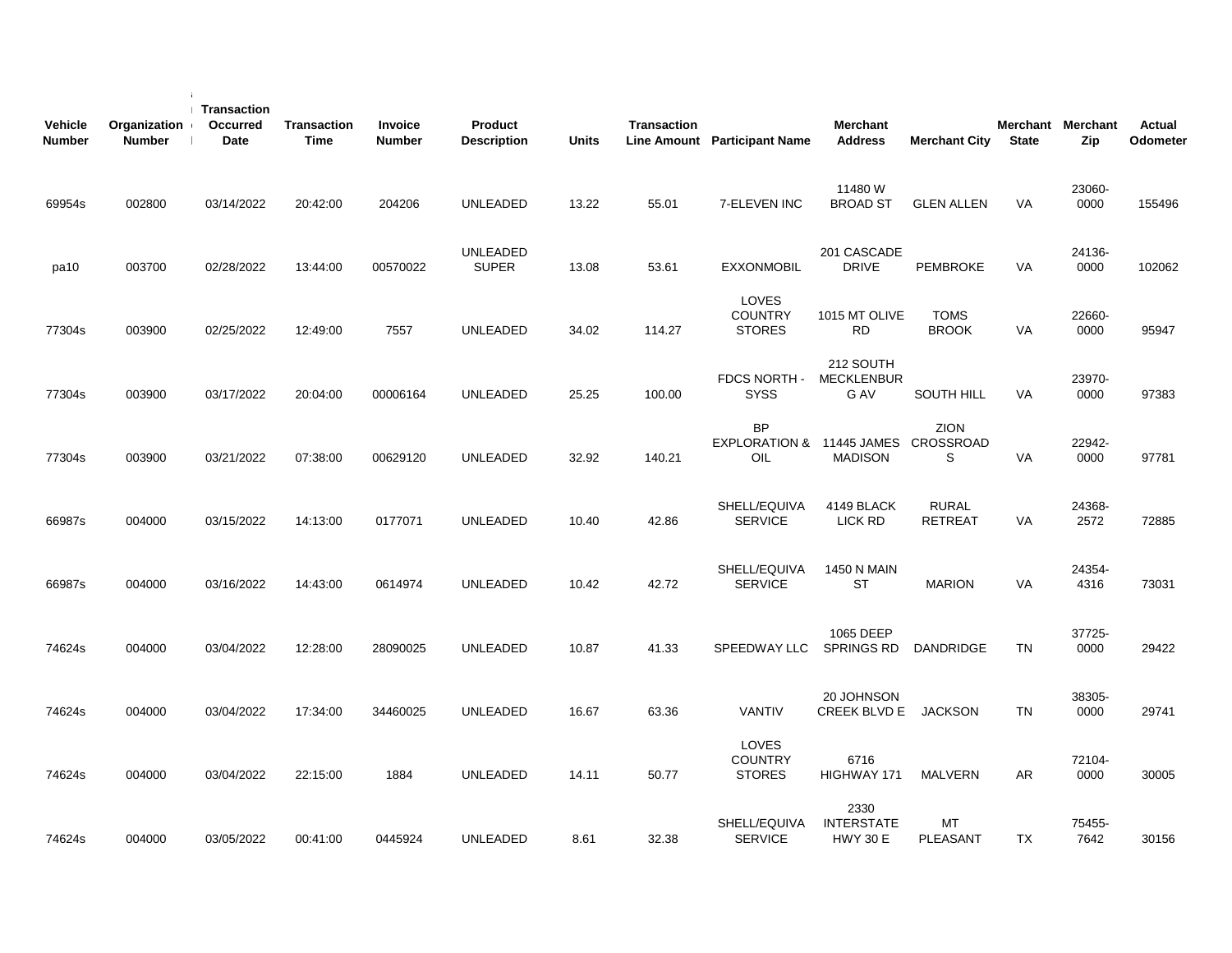| Vehicle Number | Organization Number | Transaction Occurred Date | Transaction Time | Invoice Number | Product Description | Units | Transaction Line Amount | Participant Name | Merchant Address | Merchant City | Merchant State | Merchant Zip | Actual Odometer |
|---|---|---|---|---|---|---|---|---|---|---|---|---|---|
| 69954s | 002800 | 03/14/2022 | 20:42:00 | 204206 | UNLEADED | 13.22 | 55.01 | 7-ELEVEN INC | 11480 W BROAD ST | GLEN ALLEN | VA | 23060-0000 | 155496 |
| pa10 | 003700 | 02/28/2022 | 13:44:00 | 00570022 | UNLEADED SUPER | 13.08 | 53.61 | EXXONMOBIL | 201 CASCADE DRIVE | PEMBROKE | VA | 24136-0000 | 102062 |
| 77304s | 003900 | 02/25/2022 | 12:49:00 | 7557 | UNLEADED | 34.02 | 114.27 | LOVES COUNTRY STORES | 1015 MT OLIVE RD | TOMS BROOK | VA | 22660-0000 | 95947 |
| 77304s | 003900 | 03/17/2022 | 20:04:00 | 00006164 | UNLEADED | 25.25 | 100.00 | FDCS NORTH - SYSS | 212 SOUTH MECKLENBUR G AV | SOUTH HILL | VA | 23970-0000 | 97383 |
| 77304s | 003900 | 03/21/2022 | 07:38:00 | 00629120 | UNLEADED | 32.92 | 140.21 | BP EXPLORATION & OIL | 11445 JAMES MADISON | ZION CROSSROAD S | VA | 22942-0000 | 97781 |
| 66987s | 004000 | 03/15/2022 | 14:13:00 | 0177071 | UNLEADED | 10.40 | 42.86 | SHELL/EQUIVA SERVICE | 4149 BLACK LICK RD | RURAL RETREAT | VA | 24368-2572 | 72885 |
| 66987s | 004000 | 03/16/2022 | 14:43:00 | 0614974 | UNLEADED | 10.42 | 42.72 | SHELL/EQUIVA SERVICE | 1450 N MAIN ST | MARION | VA | 24354-4316 | 73031 |
| 74624s | 004000 | 03/04/2022 | 12:28:00 | 28090025 | UNLEADED | 10.87 | 41.33 | SPEEDWAY LLC | 1065 DEEP SPRINGS RD | DANDRIDGE | TN | 37725-0000 | 29422 |
| 74624s | 004000 | 03/04/2022 | 17:34:00 | 34460025 | UNLEADED | 16.67 | 63.36 | VANTIV | 20 JOHNSON CREEK BLVD E | JACKSON | TN | 38305-0000 | 29741 |
| 74624s | 004000 | 03/04/2022 | 22:15:00 | 1884 | UNLEADED | 14.11 | 50.77 | LOVES COUNTRY STORES | 6716 HIGHWAY 171 | MALVERN | AR | 72104-0000 | 30005 |
| 74624s | 004000 | 03/05/2022 | 00:41:00 | 0445924 | UNLEADED | 8.61 | 32.38 | SHELL/EQUIVA SERVICE | 2330 INTERSTATE HWY 30 E | MT PLEASANT | TX | 75455-7642 | 30156 |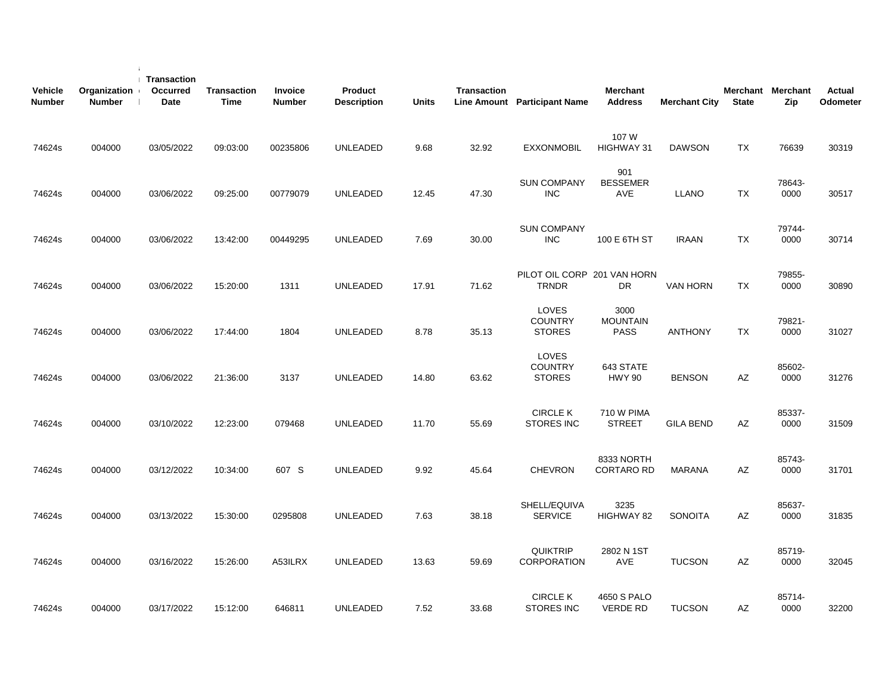| Vehicle Number | Organization Number | Transaction Occurred Date | Transaction Time | Invoice Number | Product Description | Units | Transaction Line Amount | Participant Name | Merchant Address | Merchant City | Merchant State | Merchant Zip | Actual Odometer |
|---|---|---|---|---|---|---|---|---|---|---|---|---|---|
| 74624s | 004000 | 03/05/2022 | 09:03:00 | 00235806 | UNLEADED | 9.68 | 32.92 | EXXONMOBIL | 107 W HIGHWAY 31 | DAWSON | TX | 76639 | 30319 |
| 74624s | 004000 | 03/06/2022 | 09:25:00 | 00779079 | UNLEADED | 12.45 | 47.30 | SUN COMPANY INC | 901 BESSEMER AVE | LLANO | TX | 78643-0000 | 30517 |
| 74624s | 004000 | 03/06/2022 | 13:42:00 | 00449295 | UNLEADED | 7.69 | 30.00 | SUN COMPANY INC | 100 E 6TH ST | IRAAN | TX | 79744-0000 | 30714 |
| 74624s | 004000 | 03/06/2022 | 15:20:00 | 1311 | UNLEADED | 17.91 | 71.62 | PILOT OIL CORP TRNDR | 201 VAN HORN DR | VAN HORN | TX | 79855-0000 | 30890 |
| 74624s | 004000 | 03/06/2022 | 17:44:00 | 1804 | UNLEADED | 8.78 | 35.13 | LOVES COUNTRY STORES | 3000 MOUNTAIN PASS | ANTHONY | TX | 79821-0000 | 31027 |
| 74624s | 004000 | 03/06/2022 | 21:36:00 | 3137 | UNLEADED | 14.80 | 63.62 | LOVES COUNTRY STORES | 643 STATE HWY 90 | BENSON | AZ | 85602-0000 | 31276 |
| 74624s | 004000 | 03/10/2022 | 12:23:00 | 079468 | UNLEADED | 11.70 | 55.69 | CIRCLE K STORES INC | 710 W PIMA STREET | GILA BEND | AZ | 85337-0000 | 31509 |
| 74624s | 004000 | 03/12/2022 | 10:34:00 | 607 S | UNLEADED | 9.92 | 45.64 | CHEVRON | 8333 NORTH CORTARO RD | MARANA | AZ | 85743-0000 | 31701 |
| 74624s | 004000 | 03/13/2022 | 15:30:00 | 0295808 | UNLEADED | 7.63 | 38.18 | SHELL/EQUIVA SERVICE | 3235 HIGHWAY 82 | SONOITA | AZ | 85637-0000 | 31835 |
| 74624s | 004000 | 03/16/2022 | 15:26:00 | A53ILRX | UNLEADED | 13.63 | 59.69 | QUIKTRIP CORPORATION | 2802 N 1ST AVE | TUCSON | AZ | 85719-0000 | 32045 |
| 74624s | 004000 | 03/17/2022 | 15:12:00 | 646811 | UNLEADED | 7.52 | 33.68 | CIRCLE K STORES INC | 4650 S PALO VERDE RD | TUCSON | AZ | 85714-0000 | 32200 |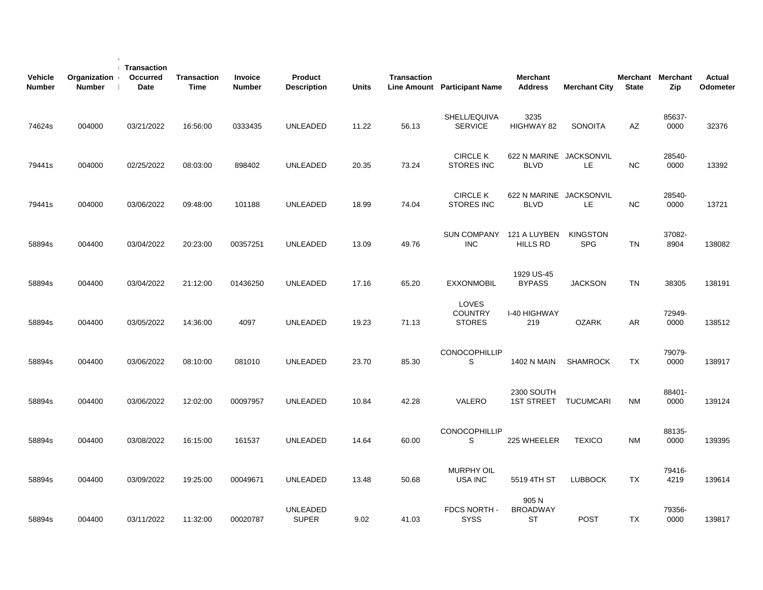| Vehicle Number | Organization Number | Transaction Occurred Date | Transaction Time | Invoice Number | Product Description | Units | Transaction Line Amount | Participant Name | Merchant Address | Merchant City | Merchant State | Merchant Zip | Actual Odometer |
|---|---|---|---|---|---|---|---|---|---|---|---|---|---|
| 74624s | 004000 | 03/21/2022 | 16:56:00 | 0333435 | UNLEADED | 11.22 | 56.13 | SHELL/EQUIVA SERVICE | 3235 HIGHWAY 82 | SONOITA | AZ | 85637-0000 | 32376 |
| 79441s | 004000 | 02/25/2022 | 08:03:00 | 898402 | UNLEADED | 20.35 | 73.24 | CIRCLE K STORES INC | 622 N MARINE BLVD | JACKSONVILLE | NC | 28540-0000 | 13392 |
| 79441s | 004000 | 03/06/2022 | 09:48:00 | 101188 | UNLEADED | 18.99 | 74.04 | CIRCLE K STORES INC | 622 N MARINE BLVD | JACKSONVILLE | NC | 28540-0000 | 13721 |
| 58894s | 004400 | 03/04/2022 | 20:23:00 | 00357251 | UNLEADED | 13.09 | 49.76 | SUN COMPANY INC | 121 A LUYBEN HILLS RD | KINGSTON SPG | TN | 37082-8904 | 138082 |
| 58894s | 004400 | 03/04/2022 | 21:12:00 | 01436250 | UNLEADED | 17.16 | 65.20 | EXXONMOBIL | 1929 US-45 BYPASS | JACKSON | TN | 38305 | 138191 |
| 58894s | 004400 | 03/05/2022 | 14:36:00 | 4097 | UNLEADED | 19.23 | 71.13 | LOVES COUNTRY STORES | I-40 HIGHWAY 219 | OZARK | AR | 72949-0000 | 138512 |
| 58894s | 004400 | 03/06/2022 | 08:10:00 | 081010 | UNLEADED | 23.70 | 85.30 | CONOCOPHILLIPS | 1402 N MAIN | SHAMROCK | TX | 79079-0000 | 138917 |
| 58894s | 004400 | 03/06/2022 | 12:02:00 | 00097957 | UNLEADED | 10.84 | 42.28 | VALERO | 2300 SOUTH 1ST STREET | TUCUMCARI | NM | 88401-0000 | 139124 |
| 58894s | 004400 | 03/08/2022 | 16:15:00 | 161537 | UNLEADED | 14.64 | 60.00 | CONOCOPHILLIPS | 225 WHEELER | TEXICO | NM | 88135-0000 | 139395 |
| 58894s | 004400 | 03/09/2022 | 19:25:00 | 00049671 | UNLEADED | 13.48 | 50.68 | MURPHY OIL USA INC | 5519 4TH ST | LUBBOCK | TX | 79416-4219 | 139614 |
| 58894s | 004400 | 03/11/2022 | 11:32:00 | 00020787 | UNLEADED SUPER | 9.02 | 41.03 | FDCS NORTH - SYSS | 905 N BROADWAY ST | POST | TX | 79356-0000 | 139817 |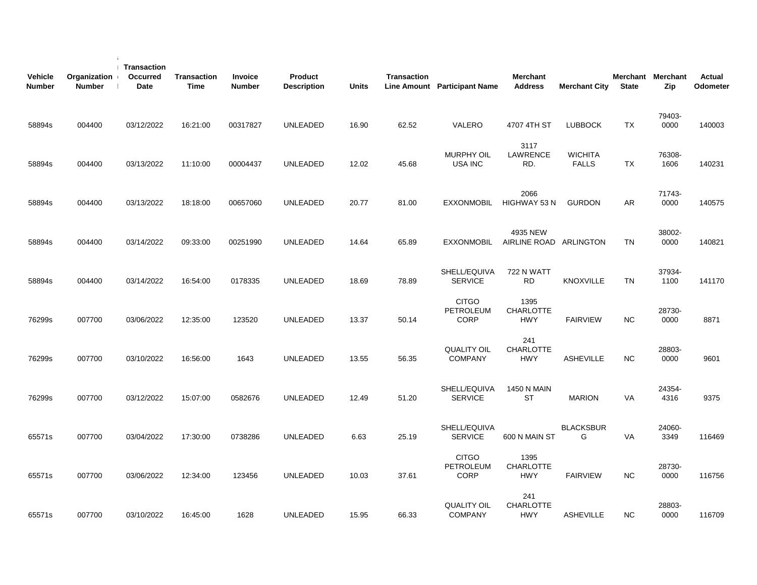| Vehicle Number | Organization Number | Transaction Occurred Date | Transaction Time | Invoice Number | Product Description | Units | Transaction Line Amount | Participant Name | Merchant Address | Merchant City | Merchant State | Merchant Zip | Actual Odometer |
|---|---|---|---|---|---|---|---|---|---|---|---|---|---|
| 58894s | 004400 | 03/12/2022 | 16:21:00 | 00317827 | UNLEADED | 16.90 | 62.52 | VALERO | 4707 4TH ST | LUBBOCK | TX | 79403-0000 | 140003 |
| 58894s | 004400 | 03/13/2022 | 11:10:00 | 00004437 | UNLEADED | 12.02 | 45.68 | MURPHY OIL USA INC | 3117 LAWRENCE RD. | WICHITA FALLS | TX | 76308-1606 | 140231 |
| 58894s | 004400 | 03/13/2022 | 18:18:00 | 00657060 | UNLEADED | 20.77 | 81.00 | EXXONMOBIL | 2066 HIGHWAY 53 N | GURDON | AR | 71743-0000 | 140575 |
| 58894s | 004400 | 03/14/2022 | 09:33:00 | 00251990 | UNLEADED | 14.64 | 65.89 | EXXONMOBIL | 4935 NEW AIRLINE ROAD | ARLINGTON | TN | 38002-0000 | 140821 |
| 58894s | 004400 | 03/14/2022 | 16:54:00 | 0178335 | UNLEADED | 18.69 | 78.89 | SHELL/EQUIVA SERVICE | 722 N WATT RD | KNOXVILLE | TN | 37934-1100 | 141170 |
| 76299s | 007700 | 03/06/2022 | 12:35:00 | 123520 | UNLEADED | 13.37 | 50.14 | CITGO PETROLEUM CORP | 1395 CHARLOTTE HWY | FAIRVIEW | NC | 28730-0000 | 8871 |
| 76299s | 007700 | 03/10/2022 | 16:56:00 | 1643 | UNLEADED | 13.55 | 56.35 | QUALITY OIL COMPANY | 241 CHARLOTTE HWY | ASHEVILLE | NC | 28803-0000 | 9601 |
| 76299s | 007700 | 03/12/2022 | 15:07:00 | 0582676 | UNLEADED | 12.49 | 51.20 | SHELL/EQUIVA SERVICE | 1450 N MAIN ST | MARION | VA | 24354-4316 | 9375 |
| 65571s | 007700 | 03/04/2022 | 17:30:00 | 0738286 | UNLEADED | 6.63 | 25.19 | SHELL/EQUIVA SERVICE | 600 N MAIN ST | BLACKSBURG | VA | 24060-3349 | 116469 |
| 65571s | 007700 | 03/06/2022 | 12:34:00 | 123456 | UNLEADED | 10.03 | 37.61 | CITGO PETROLEUM CORP | 1395 CHARLOTTE HWY | FAIRVIEW | NC | 28730-0000 | 116756 |
| 65571s | 007700 | 03/10/2022 | 16:45:00 | 1628 | UNLEADED | 15.95 | 66.33 | QUALITY OIL COMPANY | 241 CHARLOTTE HWY | ASHEVILLE | NC | 28803-0000 | 116709 |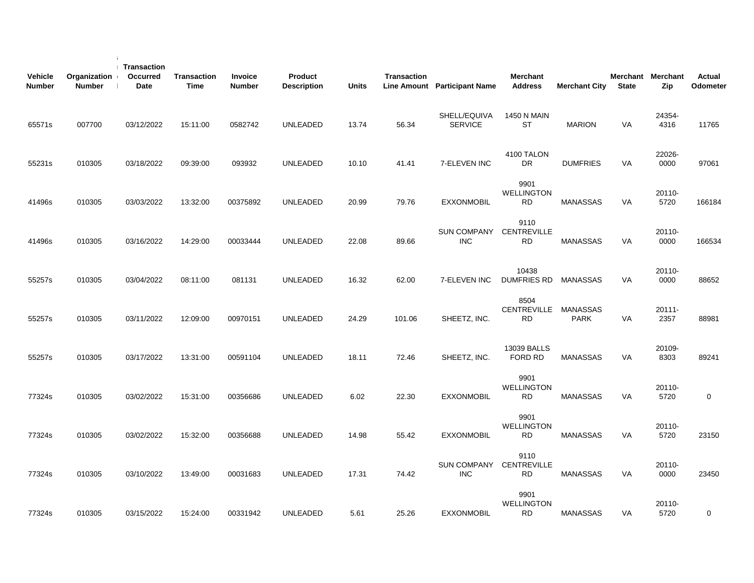| Vehicle Number | Organization Number | Transaction Occurred Date | Transaction Time | Invoice Number | Product Description | Units | Transaction Line Amount | Participant Name | Merchant Address | Merchant City | Merchant State | Merchant Zip | Actual Odometer |
|---|---|---|---|---|---|---|---|---|---|---|---|---|---|
| 65571s | 007700 | 03/12/2022 | 15:11:00 | 0582742 | UNLEADED | 13.74 | 56.34 | SHELL/EQUIVA SERVICE | 1450 N MAIN ST | MARION | VA | 24354-4316 | 11765 |
| 55231s | 010305 | 03/18/2022 | 09:39:00 | 093932 | UNLEADED | 10.10 | 41.41 | 7-ELEVEN INC | 4100 TALON DR | DUMFRIES | VA | 22026-0000 | 97061 |
| 41496s | 010305 | 03/03/2022 | 13:32:00 | 00375892 | UNLEADED | 20.99 | 79.76 | EXXONMOBIL | 9901 WELLINGTON RD | MANASSAS | VA | 20110-5720 | 166184 |
| 41496s | 010305 | 03/16/2022 | 14:29:00 | 00033444 | UNLEADED | 22.08 | 89.66 | SUN COMPANY INC | 9110 CENTREVILLE RD | MANASSAS | VA | 20110-0000 | 166534 |
| 55257s | 010305 | 03/04/2022 | 08:11:00 | 081131 | UNLEADED | 16.32 | 62.00 | 7-ELEVEN INC | 10438 DUMFRIES RD | MANASSAS | VA | 20110-0000 | 88652 |
| 55257s | 010305 | 03/11/2022 | 12:09:00 | 00970151 | UNLEADED | 24.29 | 101.06 | SHEETZ, INC. | 8504 CENTREVILLE RD | MANASSAS PARK | VA | 20111-2357 | 88981 |
| 55257s | 010305 | 03/17/2022 | 13:31:00 | 00591104 | UNLEADED | 18.11 | 72.46 | SHEETZ, INC. | 13039 BALLS FORD RD | MANASSAS | VA | 20109-8303 | 89241 |
| 77324s | 010305 | 03/02/2022 | 15:31:00 | 00356686 | UNLEADED | 6.02 | 22.30 | EXXONMOBIL | 9901 WELLINGTON RD | MANASSAS | VA | 20110-5720 | 0 |
| 77324s | 010305 | 03/02/2022 | 15:32:00 | 00356688 | UNLEADED | 14.98 | 55.42 | EXXONMOBIL | 9901 WELLINGTON RD | MANASSAS | VA | 20110-5720 | 23150 |
| 77324s | 010305 | 03/10/2022 | 13:49:00 | 00031683 | UNLEADED | 17.31 | 74.42 | SUN COMPANY INC | 9110 CENTREVILLE RD | MANASSAS | VA | 20110-0000 | 23450 |
| 77324s | 010305 | 03/15/2022 | 15:24:00 | 00331942 | UNLEADED | 5.61 | 25.26 | EXXONMOBIL | 9901 WELLINGTON RD | MANASSAS | VA | 20110-5720 | 0 |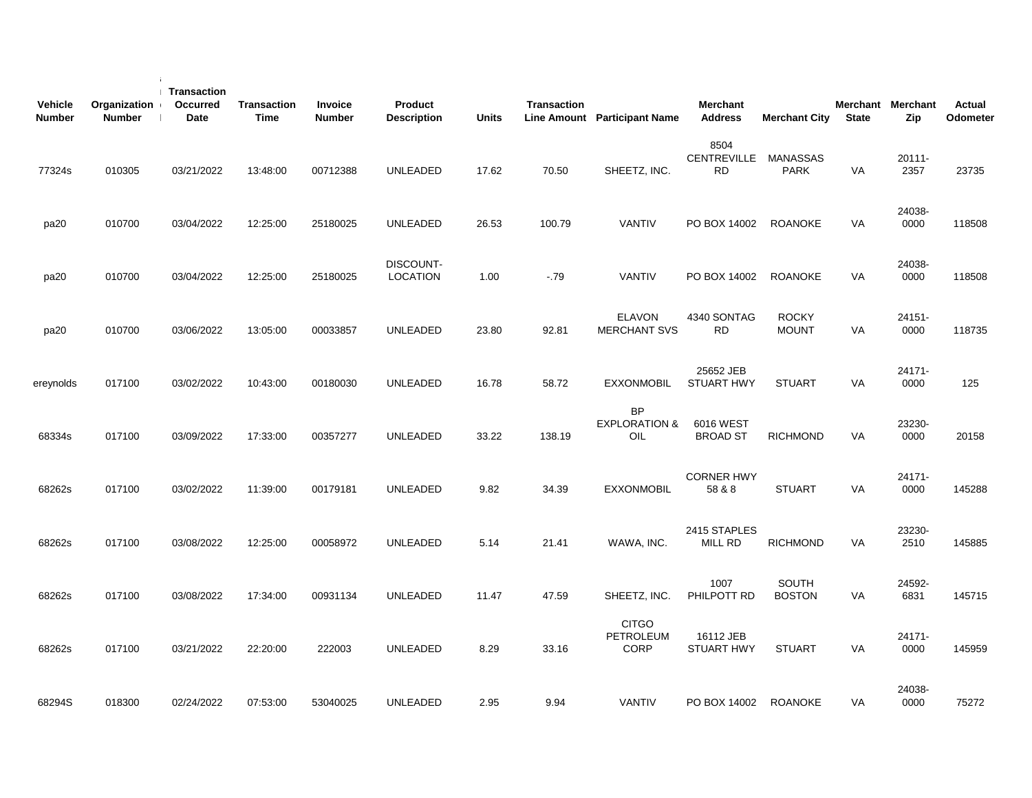| Vehicle Number | Organization Number | Transaction Occurred Date | Transaction Time | Invoice Number | Product Description | Units | Transaction Line Amount | Participant Name | Merchant Address | Merchant City | Merchant State | Merchant Zip | Actual Odometer |
|---|---|---|---|---|---|---|---|---|---|---|---|---|---|
| 77324s | 010305 | 03/21/2022 | 13:48:00 | 00712388 | UNLEADED | 17.62 | 70.50 | SHEETZ, INC. | 8504 CENTREVILLE RD | MANASSAS PARK | VA | 20111-2357 | 23735 |
| pa20 | 010700 | 03/04/2022 | 12:25:00 | 25180025 | UNLEADED | 26.53 | 100.79 | VANTIV | PO BOX 14002 | ROANOKE | VA | 24038-0000 | 118508 |
| pa20 | 010700 | 03/04/2022 | 12:25:00 | 25180025 | DISCOUNT-LOCATION | 1.00 | -.79 | VANTIV | PO BOX 14002 | ROANOKE | VA | 24038-0000 | 118508 |
| pa20 | 010700 | 03/06/2022 | 13:05:00 | 00033857 | UNLEADED | 23.80 | 92.81 | ELAVON MERCHANT SVS | 4340 SONTAG RD | ROCKY MOUNT | VA | 24151-0000 | 118735 |
| ereynolds | 017100 | 03/02/2022 | 10:43:00 | 00180030 | UNLEADED | 16.78 | 58.72 | EXXONMOBIL | 25652 JEB STUART HWY | STUART | VA | 24171-0000 | 125 |
| 68334s | 017100 | 03/09/2022 | 17:33:00 | 00357277 | UNLEADED | 33.22 | 138.19 | BP EXPLORATION & OIL | 6016 WEST BROAD ST | RICHMOND | VA | 23230-0000 | 20158 |
| 68262s | 017100 | 03/02/2022 | 11:39:00 | 00179181 | UNLEADED | 9.82 | 34.39 | EXXONMOBIL | CORNER HWY 58 & 8 | STUART | VA | 24171-0000 | 145288 |
| 68262s | 017100 | 03/08/2022 | 12:25:00 | 00058972 | UNLEADED | 5.14 | 21.41 | WAWA, INC. | 2415 STAPLES MILL RD | RICHMOND | VA | 23230-2510 | 145885 |
| 68262s | 017100 | 03/08/2022 | 17:34:00 | 00931134 | UNLEADED | 11.47 | 47.59 | SHEETZ, INC. | 1007 PHILPOTT RD | SOUTH BOSTON | VA | 24592-6831 | 145715 |
| 68262s | 017100 | 03/21/2022 | 22:20:00 | 222003 | UNLEADED | 8.29 | 33.16 | CITGO PETROLEUM CORP | 16112 JEB STUART HWY | STUART | VA | 24171-0000 | 145959 |
| 68294S | 018300 | 02/24/2022 | 07:53:00 | 53040025 | UNLEADED | 2.95 | 9.94 | VANTIV | PO BOX 14002 | ROANOKE | VA | 24038-0000 | 75272 |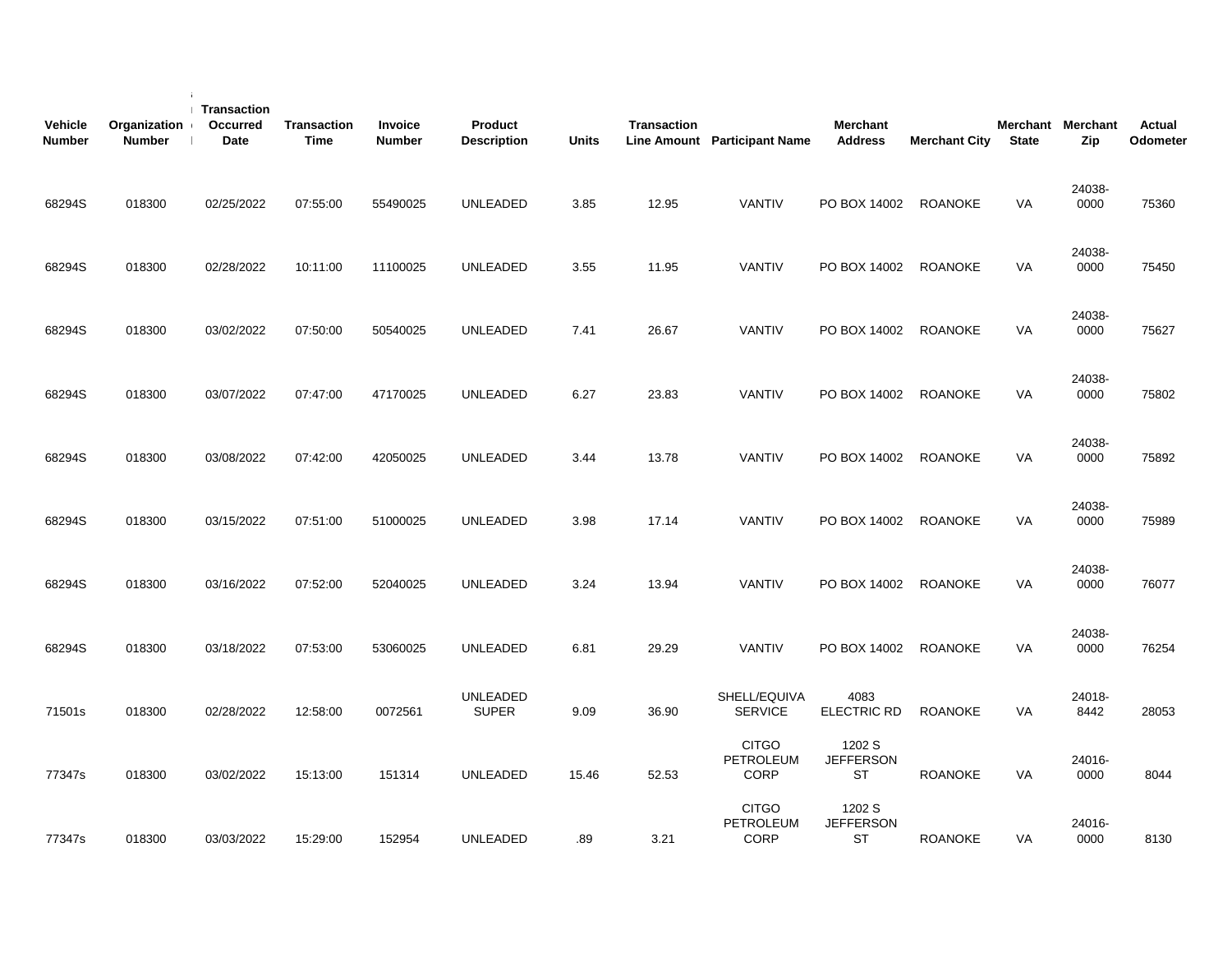| Vehicle Number | Organization Number | Transaction Occurred Date | Transaction Time | Invoice Number | Product Description | Units | Transaction Line Amount | Participant Name | Merchant Address | Merchant City | Merchant State | Merchant Zip | Actual Odometer |
|---|---|---|---|---|---|---|---|---|---|---|---|---|---|
| 68294S | 018300 | 02/25/2022 | 07:55:00 | 55490025 | UNLEADED | 3.85 | 12.95 | VANTIV | PO BOX 14002 | ROANOKE | VA | 24038-0000 | 75360 |
| 68294S | 018300 | 02/28/2022 | 10:11:00 | 11100025 | UNLEADED | 3.55 | 11.95 | VANTIV | PO BOX 14002 | ROANOKE | VA | 24038-0000 | 75450 |
| 68294S | 018300 | 03/02/2022 | 07:50:00 | 50540025 | UNLEADED | 7.41 | 26.67 | VANTIV | PO BOX 14002 | ROANOKE | VA | 24038-0000 | 75627 |
| 68294S | 018300 | 03/07/2022 | 07:47:00 | 47170025 | UNLEADED | 6.27 | 23.83 | VANTIV | PO BOX 14002 | ROANOKE | VA | 24038-0000 | 75802 |
| 68294S | 018300 | 03/08/2022 | 07:42:00 | 42050025 | UNLEADED | 3.44 | 13.78 | VANTIV | PO BOX 14002 | ROANOKE | VA | 24038-0000 | 75892 |
| 68294S | 018300 | 03/15/2022 | 07:51:00 | 51000025 | UNLEADED | 3.98 | 17.14 | VANTIV | PO BOX 14002 | ROANOKE | VA | 24038-0000 | 75989 |
| 68294S | 018300 | 03/16/2022 | 07:52:00 | 52040025 | UNLEADED | 3.24 | 13.94 | VANTIV | PO BOX 14002 | ROANOKE | VA | 24038-0000 | 76077 |
| 68294S | 018300 | 03/18/2022 | 07:53:00 | 53060025 | UNLEADED | 6.81 | 29.29 | VANTIV | PO BOX 14002 | ROANOKE | VA | 24038-0000 | 76254 |
| 71501s | 018300 | 02/28/2022 | 12:58:00 | 0072561 | UNLEADED SUPER | 9.09 | 36.90 | SHELL/EQUIVA SERVICE | 4083 ELECTRIC RD | ROANOKE | VA | 24018-8442 | 28053 |
| 77347s | 018300 | 03/02/2022 | 15:13:00 | 151314 | UNLEADED | 15.46 | 52.53 | CITGO PETROLEUM CORP | 1202 S JEFFERSON ST | ROANOKE | VA | 24016-0000 | 8044 |
| 77347s | 018300 | 03/03/2022 | 15:29:00 | 152954 | UNLEADED | .89 | 3.21 | CITGO PETROLEUM CORP | 1202 S JEFFERSON ST | ROANOKE | VA | 24016-0000 | 8130 |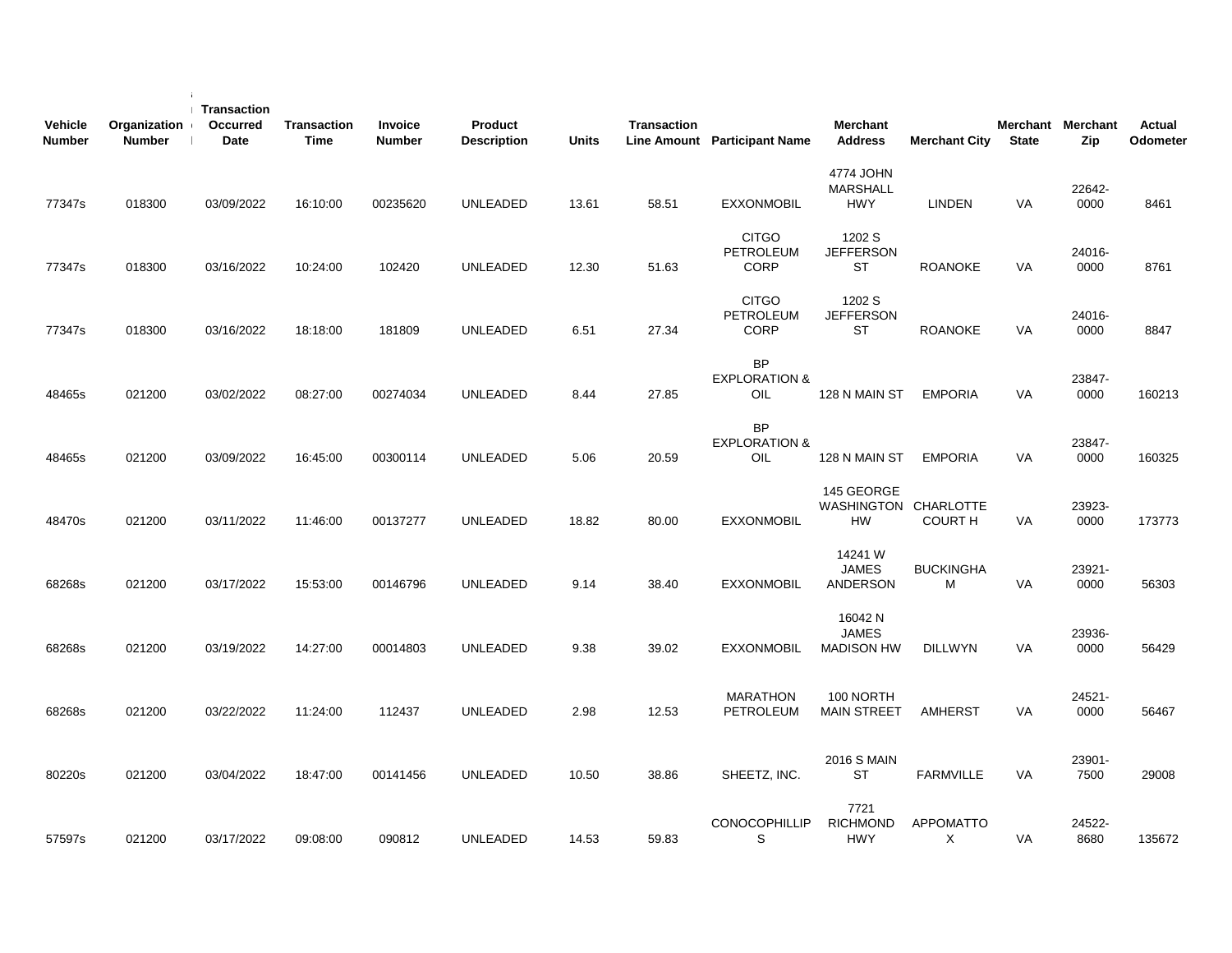| Vehicle Number | Organization Number | Transaction Occurred Date | Transaction Time | Invoice Number | Product Description | Units | Transaction Line Amount | Participant Name | Merchant Address | Merchant City | Merchant State | Merchant Zip | Actual Odometer |
|---|---|---|---|---|---|---|---|---|---|---|---|---|---|
| 77347s | 018300 | 03/09/2022 | 16:10:00 | 00235620 | UNLEADED | 13.61 | 58.51 | EXXONMOBIL | 4774 JOHN MARSHALL HWY | LINDEN | VA | 22642-0000 | 8461 |
| 77347s | 018300 | 03/16/2022 | 10:24:00 | 102420 | UNLEADED | 12.30 | 51.63 | CITGO PETROLEUM CORP | 1202 S JEFFERSON ST | ROANOKE | VA | 24016-0000 | 8761 |
| 77347s | 018300 | 03/16/2022 | 18:18:00 | 181809 | UNLEADED | 6.51 | 27.34 | CITGO PETROLEUM CORP | 1202 S JEFFERSON ST | ROANOKE | VA | 24016-0000 | 8847 |
| 48465s | 021200 | 03/02/2022 | 08:27:00 | 00274034 | UNLEADED | 8.44 | 27.85 | BP EXPLORATION & OIL | 128 N MAIN ST | EMPORIA | VA | 23847-0000 | 160213 |
| 48465s | 021200 | 03/09/2022 | 16:45:00 | 00300114 | UNLEADED | 5.06 | 20.59 | BP EXPLORATION & OIL | 128 N MAIN ST | EMPORIA | VA | 23847-0000 | 160325 |
| 48470s | 021200 | 03/11/2022 | 11:46:00 | 00137277 | UNLEADED | 18.82 | 80.00 | EXXONMOBIL | 145 GEORGE WASHINGTON HW | CHARLOTTE COURT H | VA | 23923-0000 | 173773 |
| 68268s | 021200 | 03/17/2022 | 15:53:00 | 00146796 | UNLEADED | 9.14 | 38.40 | EXXONMOBIL | 14241 W JAMES ANDERSON | BUCKINGHAM | VA | 23921-0000 | 56303 |
| 68268s | 021200 | 03/19/2022 | 14:27:00 | 00014803 | UNLEADED | 9.38 | 39.02 | EXXONMOBIL | 16042 N JAMES MADISON HW | DILLWYN | VA | 23936-0000 | 56429 |
| 68268s | 021200 | 03/22/2022 | 11:24:00 | 112437 | UNLEADED | 2.98 | 12.53 | MARATHON PETROLEUM | 100 NORTH MAIN STREET | AMHERST | VA | 24521-0000 | 56467 |
| 80220s | 021200 | 03/04/2022 | 18:47:00 | 00141456 | UNLEADED | 10.50 | 38.86 | SHEETZ, INC. | 2016 S MAIN ST | FARMVILLE | VA | 23901-7500 | 29008 |
| 57597s | 021200 | 03/17/2022 | 09:08:00 | 090812 | UNLEADED | 14.53 | 59.83 | CONOCOPHILLIPS | 7721 RICHMOND HWY | APPOMATTOX | VA | 24522-8680 | 135672 |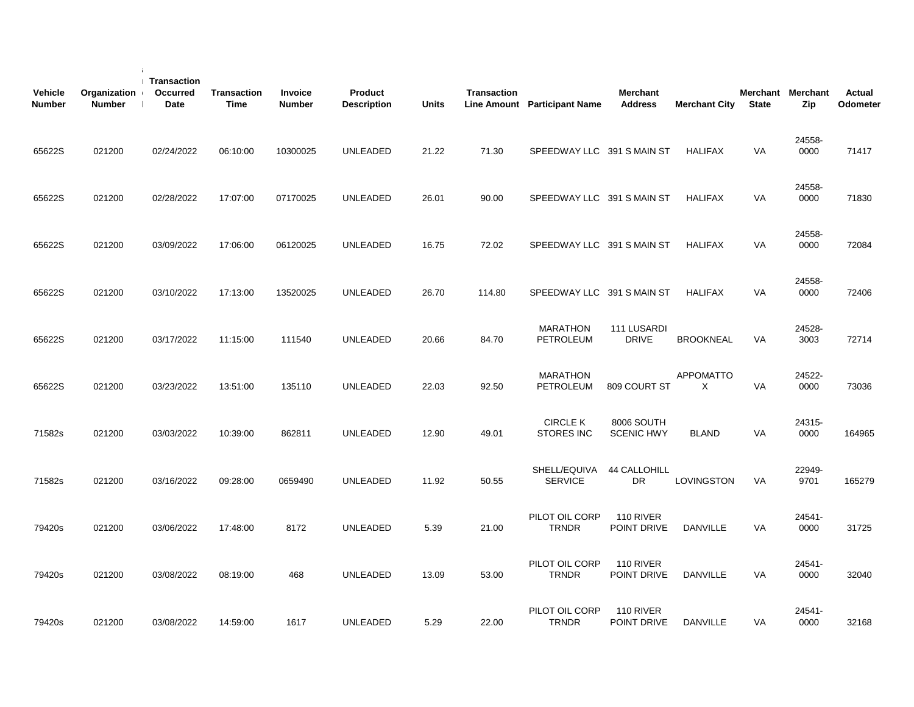| Vehicle Number | Organization Number | Transaction Occurred Date | Transaction Time | Invoice Number | Product Description | Units | Transaction Line Amount | Participant Name | Merchant Address | Merchant City | Merchant State | Merchant Zip | Actual Odometer |
|---|---|---|---|---|---|---|---|---|---|---|---|---|---|
| 65622S | 021200 | 02/24/2022 | 06:10:00 | 10300025 | UNLEADED | 21.22 | 71.30 | SPEEDWAY LLC | 391 S MAIN ST | HALIFAX | VA | 24558-0000 | 71417 |
| 65622S | 021200 | 02/28/2022 | 17:07:00 | 07170025 | UNLEADED | 26.01 | 90.00 | SPEEDWAY LLC | 391 S MAIN ST | HALIFAX | VA | 24558-0000 | 71830 |
| 65622S | 021200 | 03/09/2022 | 17:06:00 | 06120025 | UNLEADED | 16.75 | 72.02 | SPEEDWAY LLC | 391 S MAIN ST | HALIFAX | VA | 24558-0000 | 72084 |
| 65622S | 021200 | 03/10/2022 | 17:13:00 | 13520025 | UNLEADED | 26.70 | 114.80 | SPEEDWAY LLC | 391 S MAIN ST | HALIFAX | VA | 24558-0000 | 72406 |
| 65622S | 021200 | 03/17/2022 | 11:15:00 | 111540 | UNLEADED | 20.66 | 84.70 | MARATHON PETROLEUM | 111 LUSARDI DRIVE | BROOKNEAL | VA | 24528-3003 | 72714 |
| 65622S | 021200 | 03/23/2022 | 13:51:00 | 135110 | UNLEADED | 22.03 | 92.50 | MARATHON PETROLEUM | 809 COURT ST | APPOMATTOX | VA | 24522-0000 | 73036 |
| 71582s | 021200 | 03/03/2022 | 10:39:00 | 862811 | UNLEADED | 12.90 | 49.01 | CIRCLE K STORES INC | 8006 SOUTH SCENIC HWY | BLAND | VA | 24315-0000 | 164965 |
| 71582s | 021200 | 03/16/2022 | 09:28:00 | 0659490 | UNLEADED | 11.92 | 50.55 | SHELL/EQUIVA SERVICE | 44 CALLOHILL DR | LOVINGSTON | VA | 22949-9701 | 165279 |
| 79420s | 021200 | 03/06/2022 | 17:48:00 | 8172 | UNLEADED | 5.39 | 21.00 | PILOT OIL CORP TRNDR | 110 RIVER POINT DRIVE | DANVILLE | VA | 24541-0000 | 31725 |
| 79420s | 021200 | 03/08/2022 | 08:19:00 | 468 | UNLEADED | 13.09 | 53.00 | PILOT OIL CORP TRNDR | 110 RIVER POINT DRIVE | DANVILLE | VA | 24541-0000 | 32040 |
| 79420s | 021200 | 03/08/2022 | 14:59:00 | 1617 | UNLEADED | 5.29 | 22.00 | PILOT OIL CORP TRNDR | 110 RIVER POINT DRIVE | DANVILLE | VA | 24541-0000 | 32168 |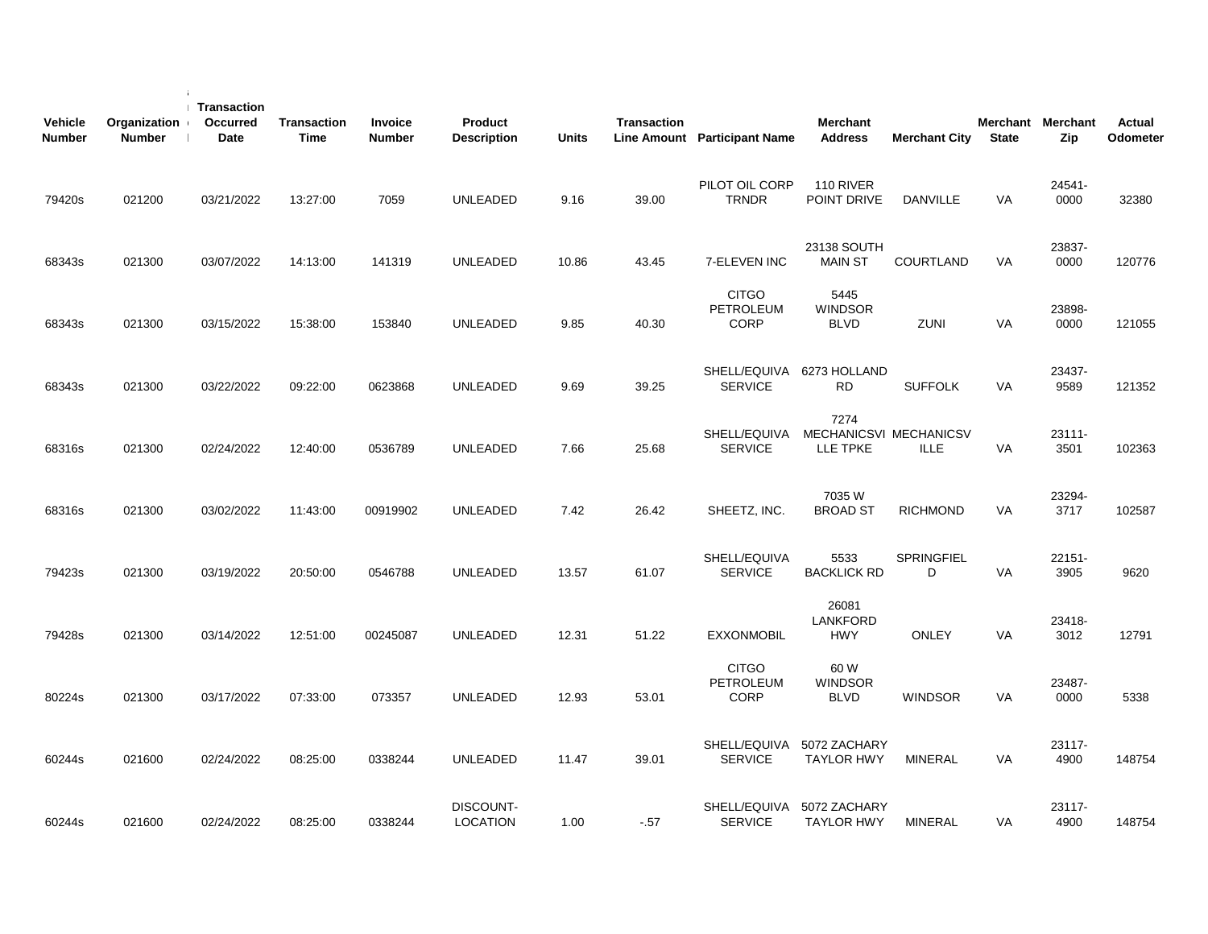| Vehicle Number | Organization Number | Transaction Occurred Date | Transaction Time | Invoice Number | Product Description | Units | Transaction Line Amount | Participant Name | Merchant Address | Merchant City | Merchant State | Merchant Zip | Actual Odometer |
|---|---|---|---|---|---|---|---|---|---|---|---|---|---|
| 79420s | 021200 | 03/21/2022 | 13:27:00 | 7059 | UNLEADED | 9.16 | 39.00 | PILOT OIL CORP TRNDR | 110 RIVER POINT DRIVE | DANVILLE | VA | 24541-0000 | 32380 |
| 68343s | 021300 | 03/07/2022 | 14:13:00 | 141319 | UNLEADED | 10.86 | 43.45 | 7-ELEVEN INC | 23138 SOUTH MAIN ST | COURTLAND | VA | 23837-0000 | 120776 |
| 68343s | 021300 | 03/15/2022 | 15:38:00 | 153840 | UNLEADED | 9.85 | 40.30 | CITGO PETROLEUM CORP | 5445 WINDSOR BLVD | ZUNI | VA | 23898-0000 | 121055 |
| 68343s | 021300 | 03/22/2022 | 09:22:00 | 0623868 | UNLEADED | 9.69 | 39.25 | SHELL/EQUIVA SERVICE | 6273 HOLLAND RD | SUFFOLK | VA | 23437-9589 | 121352 |
| 68316s | 021300 | 02/24/2022 | 12:40:00 | 0536789 | UNLEADED | 7.66 | 25.68 | SHELL/EQUIVA SERVICE | 7274 MECHANICSVILLE TPKE | MECHANICSVILLE | VA | 23111-3501 | 102363 |
| 68316s | 021300 | 03/02/2022 | 11:43:00 | 00919902 | UNLEADED | 7.42 | 26.42 | SHEETZ, INC. | 7035 W BROAD ST | RICHMOND | VA | 23294-3717 | 102587 |
| 79423s | 021300 | 03/19/2022 | 20:50:00 | 0546788 | UNLEADED | 13.57 | 61.07 | SHELL/EQUIVA SERVICE | 5533 BACKLICK RD | SPRINGFIELD | VA | 22151-3905 | 9620 |
| 79428s | 021300 | 03/14/2022 | 12:51:00 | 00245087 | UNLEADED | 12.31 | 51.22 | EXXONMOBIL | 26081 LANKFORD HWY | ONLEY | VA | 23418-3012 | 12791 |
| 80224s | 021300 | 03/17/2022 | 07:33:00 | 073357 | UNLEADED | 12.93 | 53.01 | CITGO PETROLEUM CORP | 60 W WINDSOR BLVD | WINDSOR | VA | 23487-0000 | 5338 |
| 60244s | 021600 | 02/24/2022 | 08:25:00 | 0338244 | UNLEADED | 11.47 | 39.01 | SHELL/EQUIVA SERVICE | 5072 ZACHARY TAYLOR HWY | MINERAL | VA | 23117-4900 | 148754 |
| 60244s | 021600 | 02/24/2022 | 08:25:00 | 0338244 | DISCOUNT-LOCATION | 1.00 | -.57 | SHELL/EQUIVA SERVICE | 5072 ZACHARY TAYLOR HWY | MINERAL | VA | 23117-4900 | 148754 |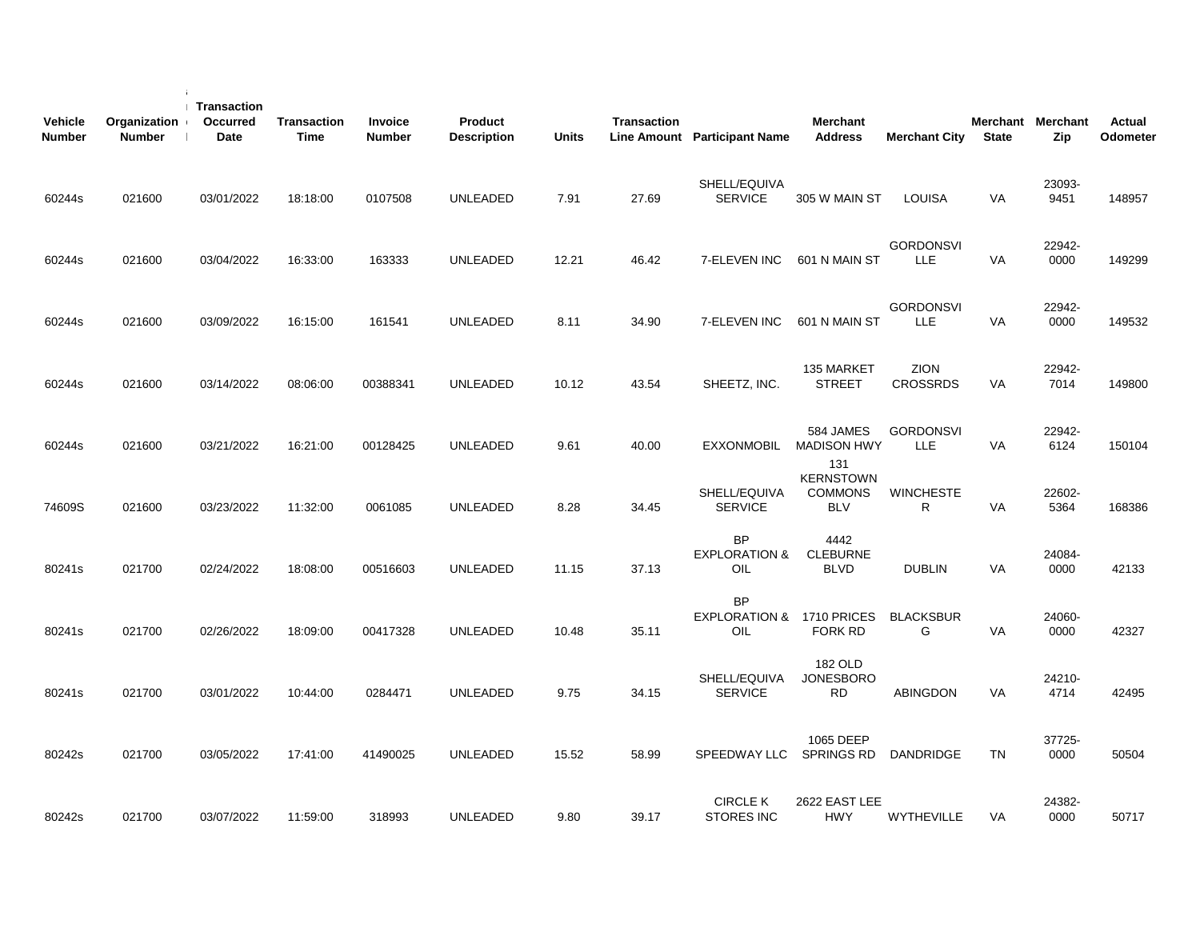| Vehicle Number | Organization Number | Transaction Occurred Date | Transaction Time | Invoice Number | Product Description | Units | Transaction Line Amount | Participant Name | Merchant Address | Merchant City | Merchant State | Merchant Zip | Actual Odometer |
|---|---|---|---|---|---|---|---|---|---|---|---|---|---|
| 60244s | 021600 | 03/01/2022 | 18:18:00 | 0107508 | UNLEADED | 7.91 | 27.69 | SHELL/EQUIVA SERVICE | 305 W MAIN ST | LOUISA | VA | 23093-9451 | 148957 |
| 60244s | 021600 | 03/04/2022 | 16:33:00 | 163333 | UNLEADED | 12.21 | 46.42 | 7-ELEVEN INC | 601 N MAIN ST | GORDONSVILLE | VA | 22942-0000 | 149299 |
| 60244s | 021600 | 03/09/2022 | 16:15:00 | 161541 | UNLEADED | 8.11 | 34.90 | 7-ELEVEN INC | 601 N MAIN ST | GORDONSVILLE | VA | 22942-0000 | 149532 |
| 60244s | 021600 | 03/14/2022 | 08:06:00 | 00388341 | UNLEADED | 10.12 | 43.54 | SHEETZ, INC. | 135 MARKET STREET | ZION CROSSRDS | VA | 22942-7014 | 149800 |
| 60244s | 021600 | 03/21/2022 | 16:21:00 | 00128425 | UNLEADED | 9.61 | 40.00 | EXXONMOBIL | 584 JAMES MADISON HWY | GORDONSVILLE | VA | 22942-6124 | 150104 |
| 74609S | 021600 | 03/23/2022 | 11:32:00 | 0061085 | UNLEADED | 8.28 | 34.45 | SHELL/EQUIVA SERVICE | 131 KERNSTOWN COMMONS BLV | WINCHESTER | VA | 22602-5364 | 168386 |
| 80241s | 021700 | 02/24/2022 | 18:08:00 | 00516603 | UNLEADED | 11.15 | 37.13 | BP EXPLORATION & OIL | 4442 CLEBURNE BLVD | DUBLIN | VA | 24084-0000 | 42133 |
| 80241s | 021700 | 02/26/2022 | 18:09:00 | 00417328 | UNLEADED | 10.48 | 35.11 | BP EXPLORATION & OIL | 1710 PRICES FORK RD | BLACKSBURG | VA | 24060-0000 | 42327 |
| 80241s | 021700 | 03/01/2022 | 10:44:00 | 0284471 | UNLEADED | 9.75 | 34.15 | SHELL/EQUIVA SERVICE | 182 OLD JONESBORO RD | ABINGDON | VA | 24210-4714 | 42495 |
| 80242s | 021700 | 03/05/2022 | 17:41:00 | 41490025 | UNLEADED | 15.52 | 58.99 | SPEEDWAY LLC | 1065 DEEP SPRINGS RD | DANDRIDGE | TN | 37725-0000 | 50504 |
| 80242s | 021700 | 03/07/2022 | 11:59:00 | 318993 | UNLEADED | 9.80 | 39.17 | CIRCLE K STORES INC | 2622 EAST LEE HWY | WYTHEVILLE | VA | 24382-0000 | 50717 |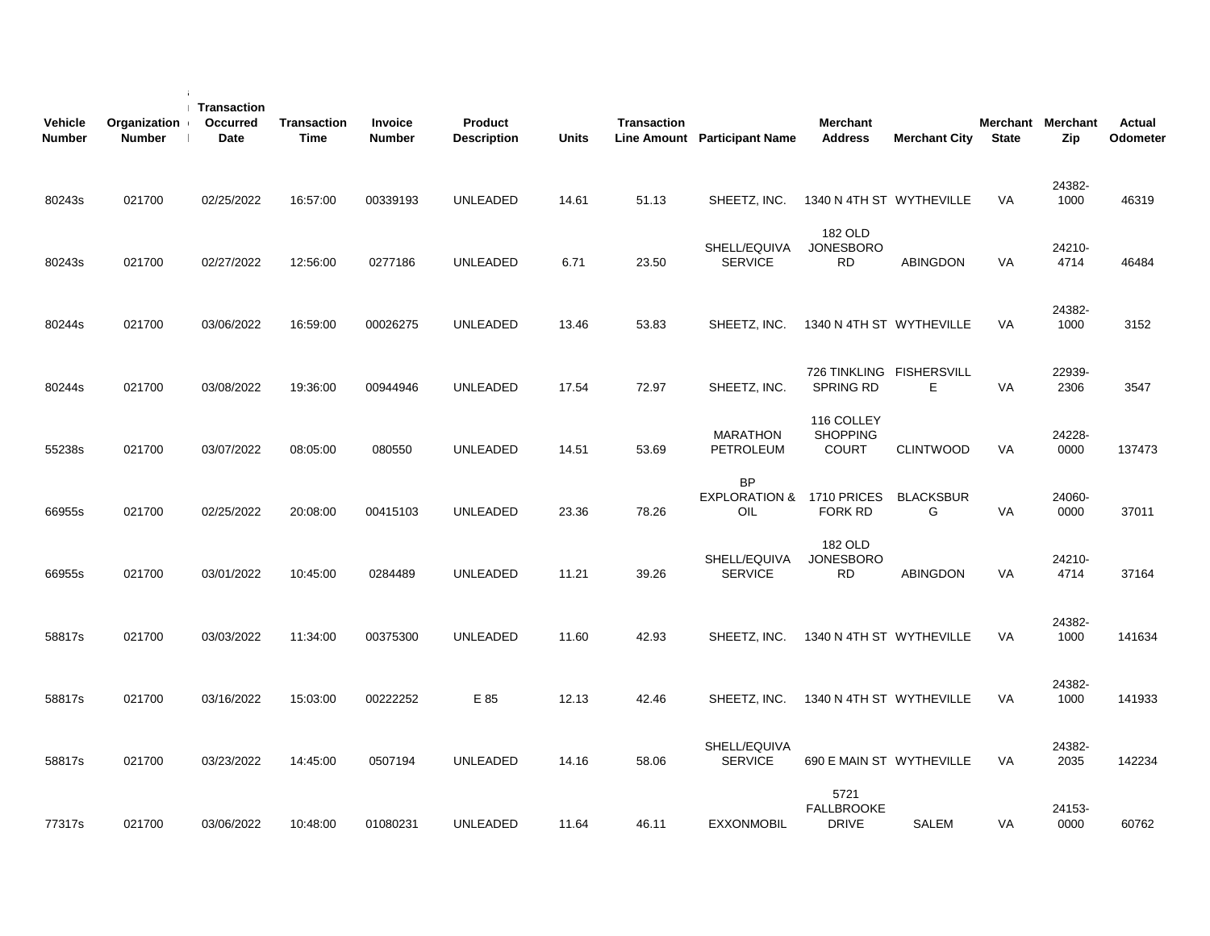| Vehicle Number | Organization Number | Transaction Occurred Date | Transaction Time | Invoice Number | Product Description | Units | Transaction Line Amount | Participant Name | Merchant Address | Merchant City | Merchant State | Merchant Zip | Actual Odometer |
|---|---|---|---|---|---|---|---|---|---|---|---|---|---|
| 80243s | 021700 | 02/25/2022 | 16:57:00 | 00339193 | UNLEADED | 14.61 | 51.13 | SHEETZ, INC. | 1340 N 4TH ST | WYTHEVILLE | VA | 24382-1000 | 46319 |
| 80243s | 021700 | 02/27/2022 | 12:56:00 | 0277186 | UNLEADED | 6.71 | 23.50 | SHELL/EQUIVA SERVICE | 182 OLD JONESBORO RD | ABINGDON | VA | 24210-4714 | 46484 |
| 80244s | 021700 | 03/06/2022 | 16:59:00 | 00026275 | UNLEADED | 13.46 | 53.83 | SHEETZ, INC. | 1340 N 4TH ST | WYTHEVILLE | VA | 24382-1000 | 3152 |
| 80244s | 021700 | 03/08/2022 | 19:36:00 | 00944946 | UNLEADED | 17.54 | 72.97 | SHEETZ, INC. | 726 TINKLING SPRING RD | FISHERSVILLE | VA | 22939-2306 | 3547 |
| 55238s | 021700 | 03/07/2022 | 08:05:00 | 080550 | UNLEADED | 14.51 | 53.69 | MARATHON PETROLEUM | 116 COLLEY SHOPPING COURT | CLINTWOOD | VA | 24228-0000 | 137473 |
| 66955s | 021700 | 02/25/2022 | 20:08:00 | 00415103 | UNLEADED | 23.36 | 78.26 | BP EXPLORATION & OIL | 1710 PRICES FORK RD | BLACKSBURG | VA | 24060-0000 | 37011 |
| 66955s | 021700 | 03/01/2022 | 10:45:00 | 0284489 | UNLEADED | 11.21 | 39.26 | SHELL/EQUIVA SERVICE | 182 OLD JONESBORO RD | ABINGDON | VA | 24210-4714 | 37164 |
| 58817s | 021700 | 03/03/2022 | 11:34:00 | 00375300 | UNLEADED | 11.60 | 42.93 | SHEETZ, INC. | 1340 N 4TH ST | WYTHEVILLE | VA | 24382-1000 | 141634 |
| 58817s | 021700 | 03/16/2022 | 15:03:00 | 00222252 | E 85 | 12.13 | 42.46 | SHEETZ, INC. | 1340 N 4TH ST | WYTHEVILLE | VA | 24382-1000 | 141933 |
| 58817s | 021700 | 03/23/2022 | 14:45:00 | 0507194 | UNLEADED | 14.16 | 58.06 | SHELL/EQUIVA SERVICE | 690 E MAIN ST | WYTHEVILLE | VA | 24382-2035 | 142234 |
| 77317s | 021700 | 03/06/2022 | 10:48:00 | 01080231 | UNLEADED | 11.64 | 46.11 | EXXONMOBIL | 5721 FALLBROOKE DRIVE | SALEM | VA | 24153-0000 | 60762 |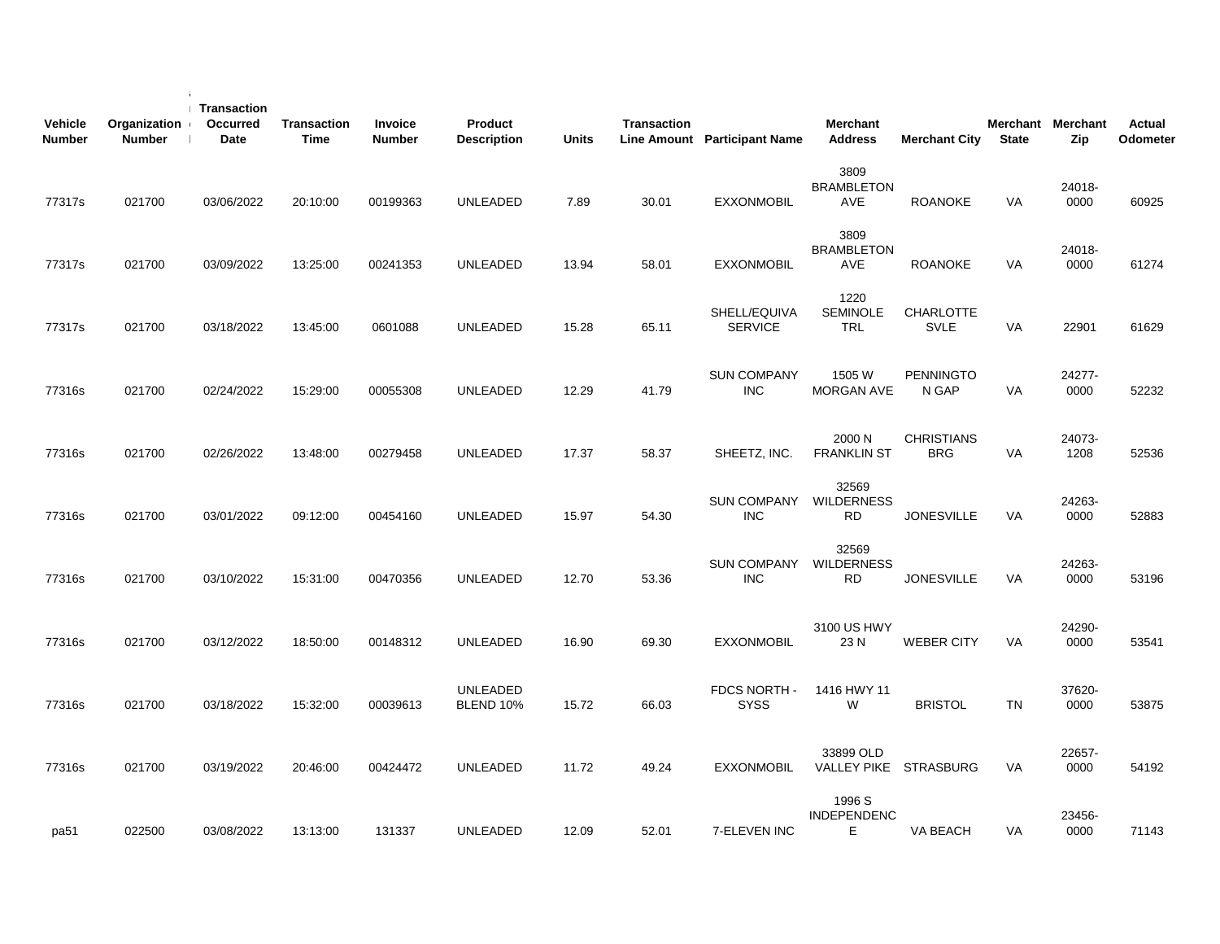| Vehicle Number | Organization Number | Transaction Occurred Date | Transaction Time | Invoice Number | Product Description | Units | Transaction Line Amount | Participant Name | Merchant Address | Merchant City | Merchant State | Merchant Zip | Actual Odometer |
|---|---|---|---|---|---|---|---|---|---|---|---|---|---|
| 77317s | 021700 | 03/06/2022 | 20:10:00 | 00199363 | UNLEADED | 7.89 | 30.01 | EXXONMOBIL | 3809 BRAMBLETON AVE | ROANOKE | VA | 24018-0000 | 60925 |
| 77317s | 021700 | 03/09/2022 | 13:25:00 | 00241353 | UNLEADED | 13.94 | 58.01 | EXXONMOBIL | 3809 BRAMBLETON AVE | ROANOKE | VA | 24018-0000 | 61274 |
| 77317s | 021700 | 03/18/2022 | 13:45:00 | 0601088 | UNLEADED | 15.28 | 65.11 | SHELL/EQUIVA SERVICE | 1220 SEMINOLE TRL | CHARLOTTE SVLE | VA | 22901 | 61629 |
| 77316s | 021700 | 02/24/2022 | 15:29:00 | 00055308 | UNLEADED | 12.29 | 41.79 | SUN COMPANY INC | 1505 W MORGAN AVE | PENNINGTON GAP | VA | 24277-0000 | 52232 |
| 77316s | 021700 | 02/26/2022 | 13:48:00 | 00279458 | UNLEADED | 17.37 | 58.37 | SHEETZ, INC. | 2000 N FRANKLIN ST | CHRISTIANSBRG | VA | 24073-1208 | 52536 |
| 77316s | 021700 | 03/01/2022 | 09:12:00 | 00454160 | UNLEADED | 15.97 | 54.30 | SUN COMPANY INC | 32569 WILDERNESS RD | JONESVILLE | VA | 24263-0000 | 52883 |
| 77316s | 021700 | 03/10/2022 | 15:31:00 | 00470356 | UNLEADED | 12.70 | 53.36 | SUN COMPANY INC | 32569 WILDERNESS RD | JONESVILLE | VA | 24263-0000 | 53196 |
| 77316s | 021700 | 03/12/2022 | 18:50:00 | 00148312 | UNLEADED | 16.90 | 69.30 | EXXONMOBIL | 3100 US HWY 23 N | WEBER CITY | VA | 24290-0000 | 53541 |
| 77316s | 021700 | 03/18/2022 | 15:32:00 | 00039613 | UNLEADED BLEND 10% | 15.72 | 66.03 | FDCS NORTH - SYSS | 1416 HWY 11 W | BRISTOL | TN | 37620-0000 | 53875 |
| 77316s | 021700 | 03/19/2022 | 20:46:00 | 00424472 | UNLEADED | 11.72 | 49.24 | EXXONMOBIL | 33899 OLD VALLEY PIKE | STRASBURG | VA | 22657-0000 | 54192 |
| pa51 | 022500 | 03/08/2022 | 13:13:00 | 131337 | UNLEADED | 12.09 | 52.01 | 7-ELEVEN INC | 1996 S INDEPENDENCE | VA BEACH | VA | 23456-0000 | 71143 |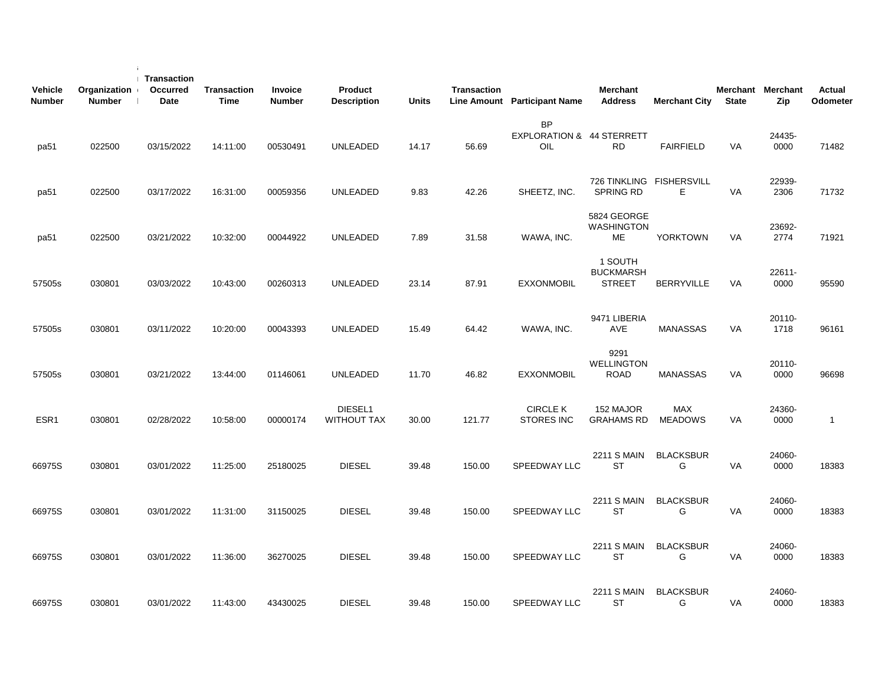| Vehicle Number | Organization Number | Transaction Occurred Date | Transaction Time | Invoice Number | Product Description | Units | Transaction Line Amount | Participant Name | Merchant Address | Merchant City | Merchant State | Merchant Zip | Actual Odometer |
|---|---|---|---|---|---|---|---|---|---|---|---|---|---|
| pa51 | 022500 | 03/15/2022 | 14:11:00 | 00530491 | UNLEADED | 14.17 | 56.69 | BP EXPLORATION & OIL | 44 STERRETT RD | FAIRFIELD | VA | 24435-0000 | 71482 |
| pa51 | 022500 | 03/17/2022 | 16:31:00 | 00059356 | UNLEADED | 9.83 | 42.26 | SHEETZ, INC. | 726 TINKLING SPRING RD | FISHERSVILLE | VA | 22939-2306 | 71732 |
| pa51 | 022500 | 03/21/2022 | 10:32:00 | 00044922 | UNLEADED | 7.89 | 31.58 | WAWA, INC. | 5824 GEORGE WASHINGTON ME | YORKTOWN | VA | 23692-2774 | 71921 |
| 57505s | 030801 | 03/03/2022 | 10:43:00 | 00260313 | UNLEADED | 23.14 | 87.91 | EXXONMOBIL | 1 SOUTH BUCKMARSH STREET | BERRYVILLE | VA | 22611-0000 | 95590 |
| 57505s | 030801 | 03/11/2022 | 10:20:00 | 00043393 | UNLEADED | 15.49 | 64.42 | WAWA, INC. | 9471 LIBERIA AVE | MANASSAS | VA | 20110-1718 | 96161 |
| 57505s | 030801 | 03/21/2022 | 13:44:00 | 01146061 | UNLEADED | 11.70 | 46.82 | EXXONMOBIL | 9291 WELLINGTON ROAD | MANASSAS | VA | 20110-0000 | 96698 |
| ESR1 | 030801 | 02/28/2022 | 10:58:00 | 00000174 | DIESEL1 WITHOUT TAX | 30.00 | 121.77 | CIRCLE K STORES INC | 152 MAJOR GRAHAMS RD | MAX MEADOWS | VA | 24360-0000 | 1 |
| 66975S | 030801 | 03/01/2022 | 11:25:00 | 25180025 | DIESEL | 39.48 | 150.00 | SPEEDWAY LLC | 2211 S MAIN ST | BLACKSBURG | VA | 24060-0000 | 18383 |
| 66975S | 030801 | 03/01/2022 | 11:31:00 | 31150025 | DIESEL | 39.48 | 150.00 | SPEEDWAY LLC | 2211 S MAIN ST | BLACKSBURG | VA | 24060-0000 | 18383 |
| 66975S | 030801 | 03/01/2022 | 11:36:00 | 36270025 | DIESEL | 39.48 | 150.00 | SPEEDWAY LLC | 2211 S MAIN ST | BLACKSBURG | VA | 24060-0000 | 18383 |
| 66975S | 030801 | 03/01/2022 | 11:43:00 | 43430025 | DIESEL | 39.48 | 150.00 | SPEEDWAY LLC | 2211 S MAIN ST | BLACKSBURG | VA | 24060-0000 | 18383 |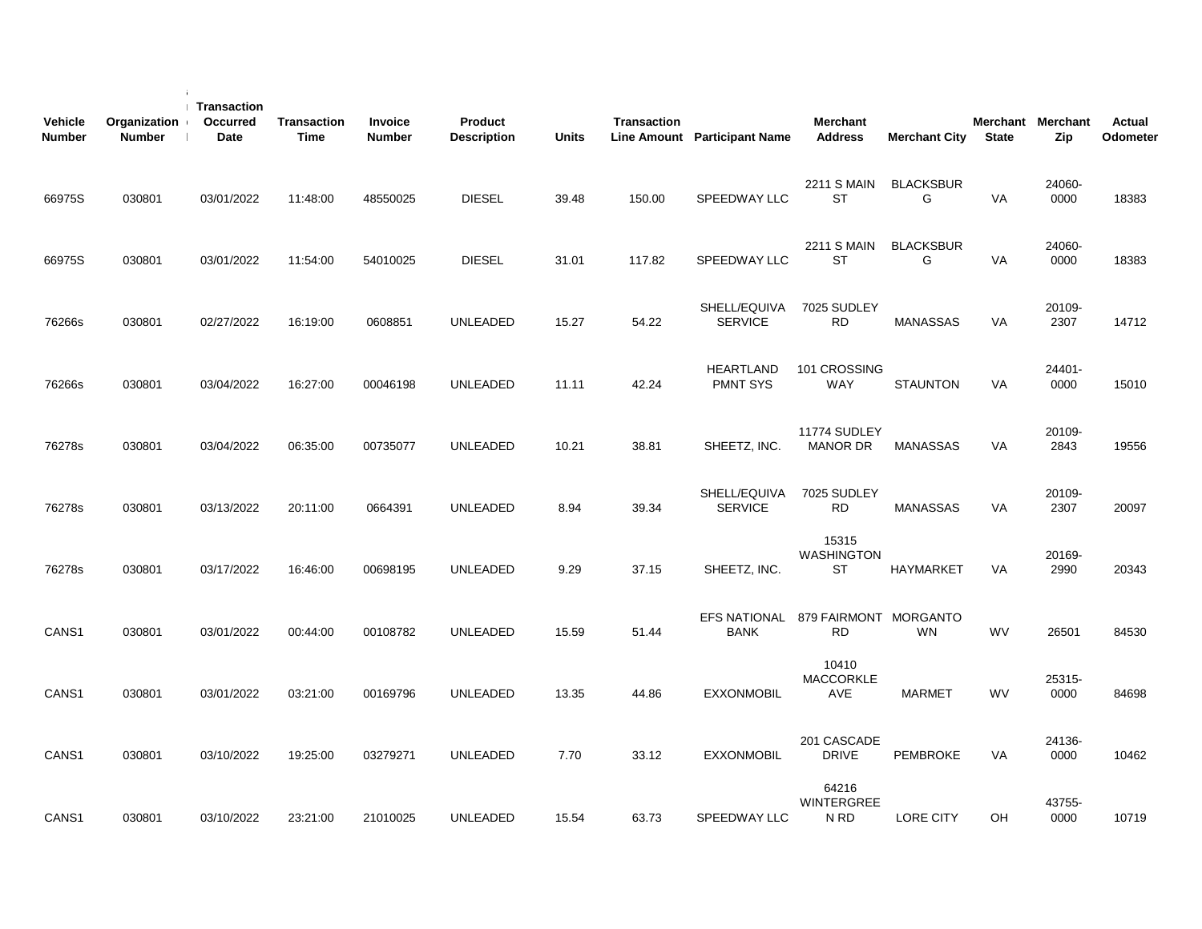| Vehicle Number | Organization Number | Transaction Occurred Date | Transaction Time | Invoice Number | Product Description | Units | Transaction Line Amount | Participant Name | Merchant Address | Merchant City | Merchant State | Merchant Zip | Actual Odometer |
|---|---|---|---|---|---|---|---|---|---|---|---|---|---|
| 66975S | 030801 | 03/01/2022 | 11:48:00 | 48550025 | DIESEL | 39.48 | 150.00 | SPEEDWAY LLC | 2211 S MAIN ST | BLACKSBURG | VA | 24060-0000 | 18383 |
| 66975S | 030801 | 03/01/2022 | 11:54:00 | 54010025 | DIESEL | 31.01 | 117.82 | SPEEDWAY LLC | 2211 S MAIN ST | BLACKSBURG | VA | 24060-0000 | 18383 |
| 76266s | 030801 | 02/27/2022 | 16:19:00 | 0608851 | UNLEADED | 15.27 | 54.22 | SHELL/EQUIVA SERVICE | 7025 SUDLEY RD | MANASSAS | VA | 20109-2307 | 14712 |
| 76266s | 030801 | 03/04/2022 | 16:27:00 | 00046198 | UNLEADED | 11.11 | 42.24 | HEARTLAND PMNT SYS | 101 CROSSING WAY | STAUNTON | VA | 24401-0000 | 15010 |
| 76278s | 030801 | 03/04/2022 | 06:35:00 | 00735077 | UNLEADED | 10.21 | 38.81 | SHEETZ, INC. | 11774 SUDLEY MANOR DR | MANASSAS | VA | 20109-2843 | 19556 |
| 76278s | 030801 | 03/13/2022 | 20:11:00 | 0664391 | UNLEADED | 8.94 | 39.34 | SHELL/EQUIVA SERVICE | 7025 SUDLEY RD | MANASSAS | VA | 20109-2307 | 20097 |
| 76278s | 030801 | 03/17/2022 | 16:46:00 | 00698195 | UNLEADED | 9.29 | 37.15 | SHEETZ, INC. | 15315 WASHINGTON ST | HAYMARKET | VA | 20169-2990 | 20343 |
| CANS1 | 030801 | 03/01/2022 | 00:44:00 | 00108782 | UNLEADED | 15.59 | 51.44 | EFS NATIONAL BANK | 879 FAIRMONT RD | MORGANTOWN | WV | 26501 | 84530 |
| CANS1 | 030801 | 03/01/2022 | 03:21:00 | 00169796 | UNLEADED | 13.35 | 44.86 | EXXONMOBIL | 10410 MACCORKLE AVE | MARMET | WV | 25315-0000 | 84698 |
| CANS1 | 030801 | 03/10/2022 | 19:25:00 | 03279271 | UNLEADED | 7.70 | 33.12 | EXXONMOBIL | 201 CASCADE DRIVE | PEMBROKE | VA | 24136-0000 | 10462 |
| CANS1 | 030801 | 03/10/2022 | 23:21:00 | 21010025 | UNLEADED | 15.54 | 63.73 | SPEEDWAY LLC | 64216 WINTERGREEN RD | LORE CITY | OH | 43755-0000 | 10719 |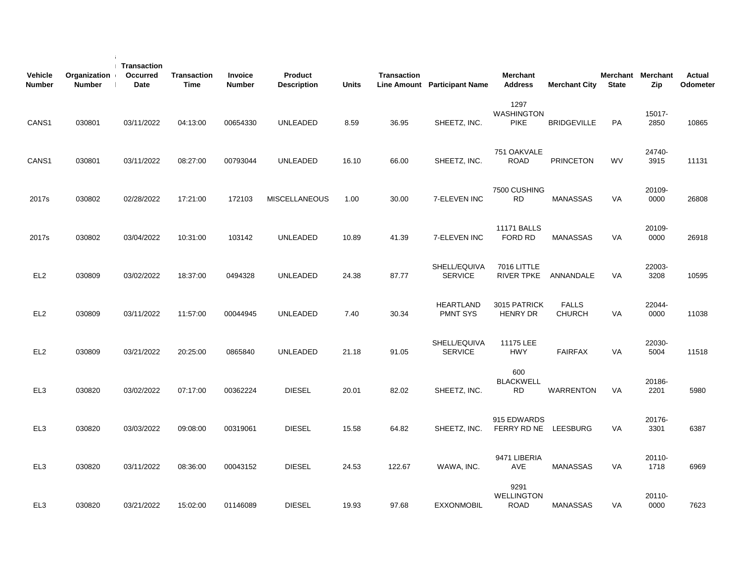| Vehicle Number | Organization Number | Transaction Occurred Date | Transaction Time | Invoice Number | Product Description | Units | Transaction Line Amount | Participant Name | Merchant Address | Merchant City | Merchant State | Merchant Zip | Actual Odometer |
|---|---|---|---|---|---|---|---|---|---|---|---|---|---|
| CANS1 | 030801 | 03/11/2022 | 04:13:00 | 00654330 | UNLEADED | 8.59 | 36.95 | SHEETZ, INC. | 1297 WASHINGTON PIKE | BRIDGEVILLE | PA | 15017-2850 | 10865 |
| CANS1 | 030801 | 03/11/2022 | 08:27:00 | 00793044 | UNLEADED | 16.10 | 66.00 | SHEETZ, INC. | 751 OAKVALE ROAD | PRINCETON | WV | 24740-3915 | 11131 |
| 2017s | 030802 | 02/28/2022 | 17:21:00 | 172103 | MISCELLANEOUS | 1.00 | 30.00 | 7-ELEVEN INC | 7500 CUSHING RD | MANASSAS | VA | 20109-0000 | 26808 |
| 2017s | 030802 | 03/04/2022 | 10:31:00 | 103142 | UNLEADED | 10.89 | 41.39 | 7-ELEVEN INC | 11171 BALLS FORD RD | MANASSAS | VA | 20109-0000 | 26918 |
| EL2 | 030809 | 03/02/2022 | 18:37:00 | 0494328 | UNLEADED | 24.38 | 87.77 | SHELL/EQUIVA SERVICE | 7016 LITTLE RIVER TPKE | ANNANDALE | VA | 22003-3208 | 10595 |
| EL2 | 030809 | 03/11/2022 | 11:57:00 | 00044945 | UNLEADED | 7.40 | 30.34 | HEARTLAND PMNT SYS | 3015 PATRICK HENRY DR | FALLS CHURCH | VA | 22044-0000 | 11038 |
| EL2 | 030809 | 03/21/2022 | 20:25:00 | 0865840 | UNLEADED | 21.18 | 91.05 | SHELL/EQUIVA SERVICE | 11175 LEE HWY | FAIRFAX | VA | 22030-5004 | 11518 |
| EL3 | 030820 | 03/02/2022 | 07:17:00 | 00362224 | DIESEL | 20.01 | 82.02 | SHEETZ, INC. | 600 BLACKWELL RD | WARRENTON | VA | 20186-2201 | 5980 |
| EL3 | 030820 | 03/03/2022 | 09:08:00 | 00319061 | DIESEL | 15.58 | 64.82 | SHEETZ, INC. | 915 EDWARDS FERRY RD NE | LEESBURG | VA | 20176-3301 | 6387 |
| EL3 | 030820 | 03/11/2022 | 08:36:00 | 00043152 | DIESEL | 24.53 | 122.67 | WAWA, INC. | 9471 LIBERIA AVE | MANASSAS | VA | 20110-1718 | 6969 |
| EL3 | 030820 | 03/21/2022 | 15:02:00 | 01146089 | DIESEL | 19.93 | 97.68 | EXXONMOBIL | 9291 WELLINGTON ROAD | MANASSAS | VA | 20110-0000 | 7623 |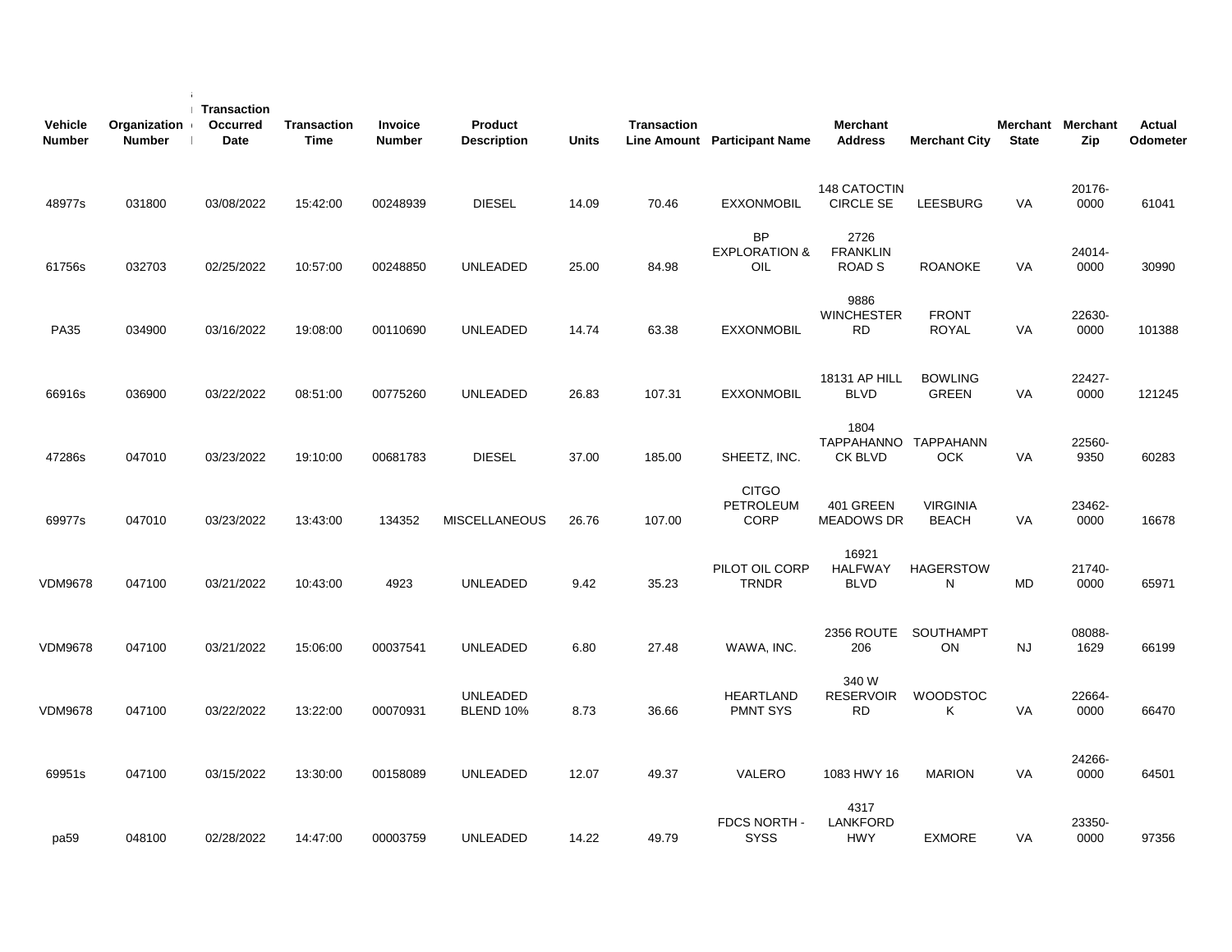| Vehicle Number | Organization Number | Transaction Occurred Date | Transaction Time | Invoice Number | Product Description | Units | Transaction Line Amount | Participant Name | Merchant Address | Merchant City | Merchant State | Merchant Zip | Actual Odometer |
|---|---|---|---|---|---|---|---|---|---|---|---|---|---|
| 48977s | 031800 | 03/08/2022 | 15:42:00 | 00248939 | DIESEL | 14.09 | 70.46 | EXXONMOBIL | 148 CATOCTIN CIRCLE SE | LEESBURG | VA | 20176-0000 | 61041 |
| 61756s | 032703 | 02/25/2022 | 10:57:00 | 00248850 | UNLEADED | 25.00 | 84.98 | BP EXPLORATION & OIL | 2726 FRANKLIN ROAD S | ROANOKE | VA | 24014-0000 | 30990 |
| PA35 | 034900 | 03/16/2022 | 19:08:00 | 00110690 | UNLEADED | 14.74 | 63.38 | EXXONMOBIL | 9886 WINCHESTER RD | FRONT ROYAL | VA | 22630-0000 | 101388 |
| 66916s | 036900 | 03/22/2022 | 08:51:00 | 00775260 | UNLEADED | 26.83 | 107.31 | EXXONMOBIL | 18131 AP HILL BLVD | BOWLING GREEN | VA | 22427-0000 | 121245 |
| 47286s | 047010 | 03/23/2022 | 19:10:00 | 00681783 | DIESEL | 37.00 | 185.00 | SHEETZ, INC. | 1804 TAPPAHANNOCK BLVD | TAPPAHANNOCK | VA | 22560-9350 | 60283 |
| 69977s | 047010 | 03/23/2022 | 13:43:00 | 134352 | MISCELLANEOUS | 26.76 | 107.00 | CITGO PETROLEUM CORP | 401 GREEN MEADOWS DR | VIRGINIA BEACH | VA | 23462-0000 | 16678 |
| VDM9678 | 047100 | 03/21/2022 | 10:43:00 | 4923 | UNLEADED | 9.42 | 35.23 | PILOT OIL CORP TRNDR | 16921 HALFWAY BLVD | HAGERSTOWN | MD | 21740-0000 | 65971 |
| VDM9678 | 047100 | 03/21/2022 | 15:06:00 | 00037541 | UNLEADED | 6.80 | 27.48 | WAWA, INC. | 2356 ROUTE 206 | SOUTHAMPTON | NJ | 08088-1629 | 66199 |
| VDM9678 | 047100 | 03/22/2022 | 13:22:00 | 00070931 | UNLEADED BLEND 10% | 8.73 | 36.66 | HEARTLAND PMNT SYS | 340 W RESERVOIR RD | WOODSTOCK | VA | 22664-0000 | 66470 |
| 69951s | 047100 | 03/15/2022 | 13:30:00 | 00158089 | UNLEADED | 12.07 | 49.37 | VALERO | 1083 HWY 16 | MARION | VA | 24266-0000 | 64501 |
| pa59 | 048100 | 02/28/2022 | 14:47:00 | 00003759 | UNLEADED | 14.22 | 49.79 | FDCS NORTH - SYSS | 4317 LANKFORD HWY | EXMORE | VA | 23350-0000 | 97356 |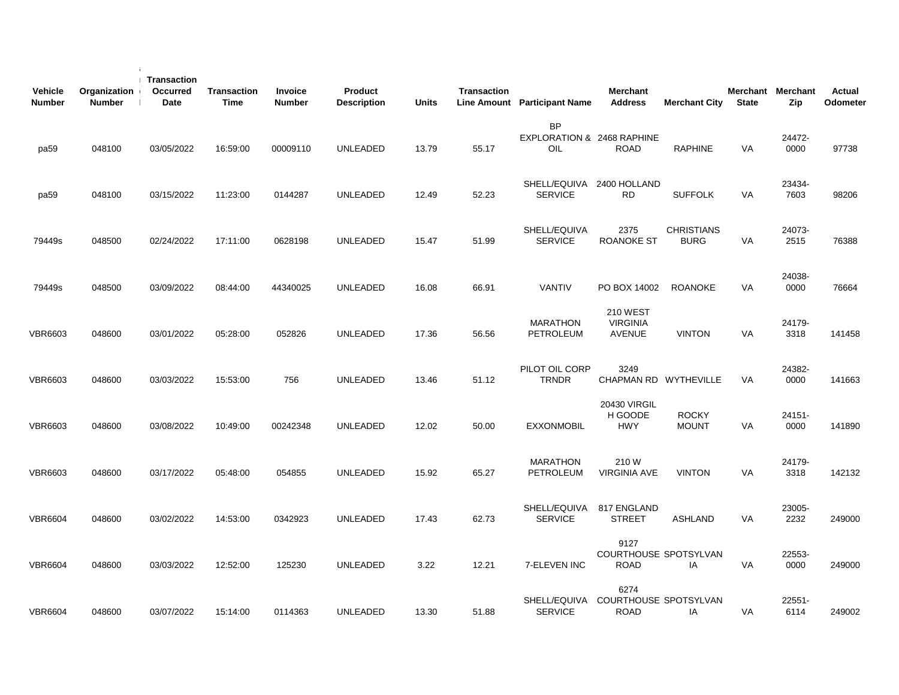| Vehicle Number | Organization Number | Transaction Occurred Date | Transaction Time | Invoice Number | Product Description | Units | Transaction Line Amount | Participant Name | Merchant Address | Merchant City | Merchant State | Merchant Zip | Actual Odometer |
|---|---|---|---|---|---|---|---|---|---|---|---|---|---|
| pa59 | 048100 | 03/05/2022 | 16:59:00 | 00009110 | UNLEADED | 13.79 | 55.17 | BP EXPLORATION & OIL | 2468 RAPHINE ROAD | RAPHINE | VA | 24472-0000 | 97738 |
| pa59 | 048100 | 03/15/2022 | 11:23:00 | 0144287 | UNLEADED | 12.49 | 52.23 | SHELL/EQUIVA SERVICE | 2400 HOLLAND RD | SUFFOLK | VA | 23434-7603 | 98206 |
| 79449s | 048500 | 02/24/2022 | 17:11:00 | 0628198 | UNLEADED | 15.47 | 51.99 | SHELL/EQUIVA SERVICE | 2375 ROANOKE ST | CHRISTIANS BURG | VA | 24073-2515 | 76388 |
| 79449s | 048500 | 03/09/2022 | 08:44:00 | 44340025 | UNLEADED | 16.08 | 66.91 | VANTIV | PO BOX 14002 | ROANOKE | VA | 24038-0000 | 76664 |
| VBR6603 | 048600 | 03/01/2022 | 05:28:00 | 052826 | UNLEADED | 17.36 | 56.56 | MARATHON PETROLEUM | 210 WEST VIRGINIA AVENUE | VINTON | VA | 24179-3318 | 141458 |
| VBR6603 | 048600 | 03/03/2022 | 15:53:00 | 756 | UNLEADED | 13.46 | 51.12 | PILOT OIL CORP TRNDR | 3249 CHAPMAN RD | WYTHEVILLE | VA | 24382-0000 | 141663 |
| VBR6603 | 048600 | 03/08/2022 | 10:49:00 | 00242348 | UNLEADED | 12.02 | 50.00 | EXXONMOBIL | 20430 VIRGIL H GOODE HWY | ROCKY MOUNT | VA | 24151-0000 | 141890 |
| VBR6603 | 048600 | 03/17/2022 | 05:48:00 | 054855 | UNLEADED | 15.92 | 65.27 | MARATHON PETROLEUM | 210 W VIRGINIA AVE | VINTON | VA | 24179-3318 | 142132 |
| VBR6604 | 048600 | 03/02/2022 | 14:53:00 | 0342923 | UNLEADED | 17.43 | 62.73 | SHELL/EQUIVA SERVICE | 817 ENGLAND STREET | ASHLAND | VA | 23005-2232 | 249000 |
| VBR6604 | 048600 | 03/03/2022 | 12:52:00 | 125230 | UNLEADED | 3.22 | 12.21 | 7-ELEVEN INC | 9127 COURTHOUSE ROAD | SPOTSYLVAN IA | VA | 22553-0000 | 249000 |
| VBR6604 | 048600 | 03/07/2022 | 15:14:00 | 0114363 | UNLEADED | 13.30 | 51.88 | SHELL/EQUIVA SERVICE | 6274 COURTHOUSE ROAD | SPOTSYLVAN IA | VA | 22551-6114 | 249002 |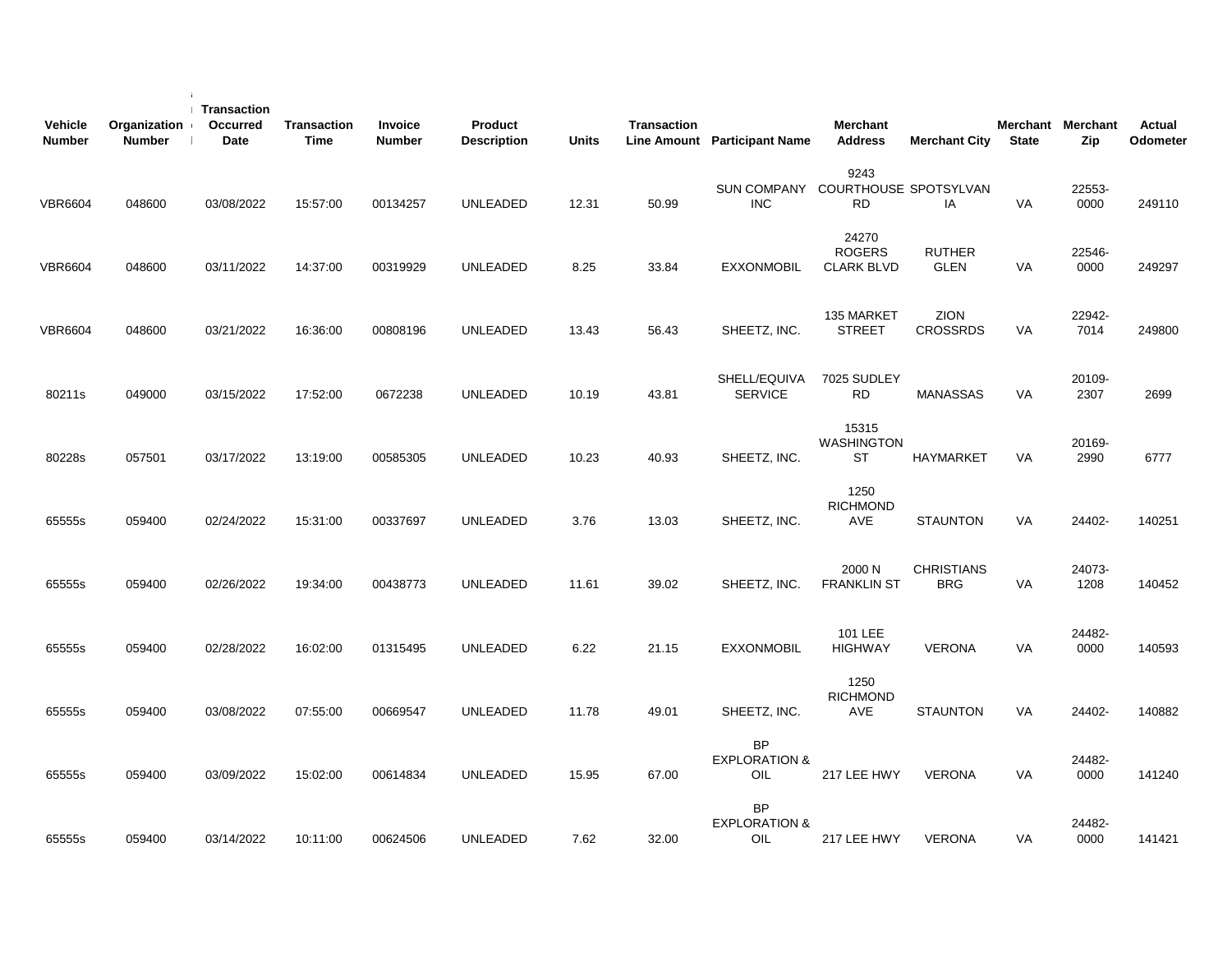| Vehicle Number | Organization Number | Transaction Occurred Date | Transaction Time | Invoice Number | Product Description | Units | Transaction Line Amount | Participant Name | Merchant Address | Merchant City | Merchant State | Merchant Zip | Actual Odometer |
|---|---|---|---|---|---|---|---|---|---|---|---|---|---|
| VBR6604 | 048600 | 03/08/2022 | 15:57:00 | 00134257 | UNLEADED | 12.31 | 50.99 | SUN COMPANY INC | 9243 COURTHOUSE RD | SPOTSYLVANIA | VA | 22553-0000 | 249110 |
| VBR6604 | 048600 | 03/11/2022 | 14:37:00 | 00319929 | UNLEADED | 8.25 | 33.84 | EXXONMOBIL | 24270 ROGERS CLARK BLVD | RUTHER GLEN | VA | 22546-0000 | 249297 |
| VBR6604 | 048600 | 03/21/2022 | 16:36:00 | 00808196 | UNLEADED | 13.43 | 56.43 | SHEETZ, INC. | 135 MARKET STREET | ZION CROSSRDS | VA | 22942-7014 | 249800 |
| 80211s | 049000 | 03/15/2022 | 17:52:00 | 0672238 | UNLEADED | 10.19 | 43.81 | SHELL/EQUIVA SERVICE | 7025 SUDLEY RD | MANASSAS | VA | 20109-2307 | 2699 |
| 80228s | 057501 | 03/17/2022 | 13:19:00 | 00585305 | UNLEADED | 10.23 | 40.93 | SHEETZ, INC. | 15315 WASHINGTON ST | HAYMARKET | VA | 20169-2990 | 6777 |
| 65555s | 059400 | 02/24/2022 | 15:31:00 | 00337697 | UNLEADED | 3.76 | 13.03 | SHEETZ, INC. | 1250 RICHMOND AVE | STAUNTON | VA | 24402- | 140251 |
| 65555s | 059400 | 02/26/2022 | 19:34:00 | 00438773 | UNLEADED | 11.61 | 39.02 | SHEETZ, INC. | 2000 N FRANKLIN ST | CHRISTIANS BRG | VA | 24073-1208 | 140452 |
| 65555s | 059400 | 02/28/2022 | 16:02:00 | 01315495 | UNLEADED | 6.22 | 21.15 | EXXONMOBIL | 101 LEE HIGHWAY | VERONA | VA | 24482-0000 | 140593 |
| 65555s | 059400 | 03/08/2022 | 07:55:00 | 00669547 | UNLEADED | 11.78 | 49.01 | SHEETZ, INC. | 1250 RICHMOND AVE | STAUNTON | VA | 24402- | 140882 |
| 65555s | 059400 | 03/09/2022 | 15:02:00 | 00614834 | UNLEADED | 15.95 | 67.00 | BP EXPLORATION & OIL | 217 LEE HWY | VERONA | VA | 24482-0000 | 141240 |
| 65555s | 059400 | 03/14/2022 | 10:11:00 | 00624506 | UNLEADED | 7.62 | 32.00 | BP EXPLORATION & OIL | 217 LEE HWY | VERONA | VA | 24482-0000 | 141421 |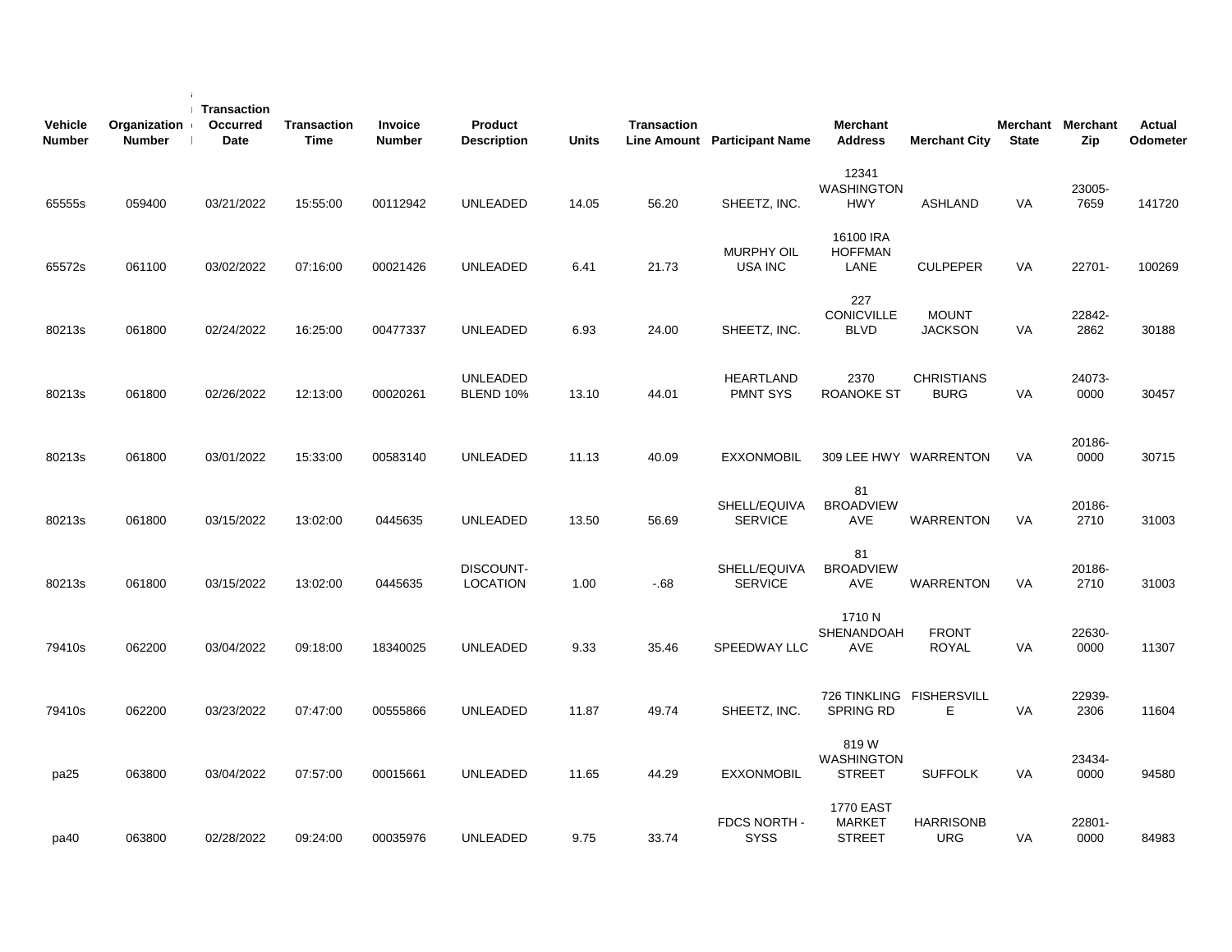| Vehicle Number | Organization Number | Transaction Occurred Date | Transaction Time | Invoice Number | Product Description | Units | Transaction Line Amount | Participant Name | Merchant Address | Merchant City | Merchant State | Merchant Zip | Actual Odometer |
|---|---|---|---|---|---|---|---|---|---|---|---|---|---|
| 65555s | 059400 | 03/21/2022 | 15:55:00 | 00112942 | UNLEADED | 14.05 | 56.20 | SHEETZ, INC. | 12341 WASHINGTON HWY | ASHLAND | VA | 23005-7659 | 141720 |
| 65572s | 061100 | 03/02/2022 | 07:16:00 | 00021426 | UNLEADED | 6.41 | 21.73 | MURPHY OIL USA INC | 16100 IRA HOFFMAN LANE | CULPEPER | VA | 22701- | 100269 |
| 80213s | 061800 | 02/24/2022 | 16:25:00 | 00477337 | UNLEADED | 6.93 | 24.00 | SHEETZ, INC. | 227 CONICVILLE BLVD | MOUNT JACKSON | VA | 22842-2862 | 30188 |
| 80213s | 061800 | 02/26/2022 | 12:13:00 | 00020261 | UNLEADED BLEND 10% | 13.10 | 44.01 | HEARTLAND PMNT SYS | 2370 ROANOKE ST | CHRISTIANS BURG | VA | 24073-0000 | 30457 |
| 80213s | 061800 | 03/01/2022 | 15:33:00 | 00583140 | UNLEADED | 11.13 | 40.09 | EXXONMOBIL | 309 LEE HWY | WARRENTON | VA | 20186-0000 | 30715 |
| 80213s | 061800 | 03/15/2022 | 13:02:00 | 0445635 | UNLEADED | 13.50 | 56.69 | SHELL/EQUIVA SERVICE | 81 BROADVIEW AVE | WARRENTON | VA | 20186-2710 | 31003 |
| 80213s | 061800 | 03/15/2022 | 13:02:00 | 0445635 | DISCOUNT-LOCATION | 1.00 | -.68 | SHELL/EQUIVA SERVICE | 81 BROADVIEW AVE | WARRENTON | VA | 20186-2710 | 31003 |
| 79410s | 062200 | 03/04/2022 | 09:18:00 | 18340025 | UNLEADED | 9.33 | 35.46 | SPEEDWAY LLC | 1710 N SHENANDOAH AVE | FRONT ROYAL | VA | 22630-0000 | 11307 |
| 79410s | 062200 | 03/23/2022 | 07:47:00 | 00555866 | UNLEADED | 11.87 | 49.74 | SHEETZ, INC. | 726 TINKLING SPRING RD | FISHERSVILL E | VA | 22939-2306 | 11604 |
| pa25 | 063800 | 03/04/2022 | 07:57:00 | 00015661 | UNLEADED | 11.65 | 44.29 | EXXONMOBIL | 819 W WASHINGTON STREET | SUFFOLK | VA | 23434-0000 | 94580 |
| pa40 | 063800 | 02/28/2022 | 09:24:00 | 00035976 | UNLEADED | 9.75 | 33.74 | FDCS NORTH - SYSS | 1770 EAST MARKET STREET | HARRISONB URG | VA | 22801-0000 | 84983 |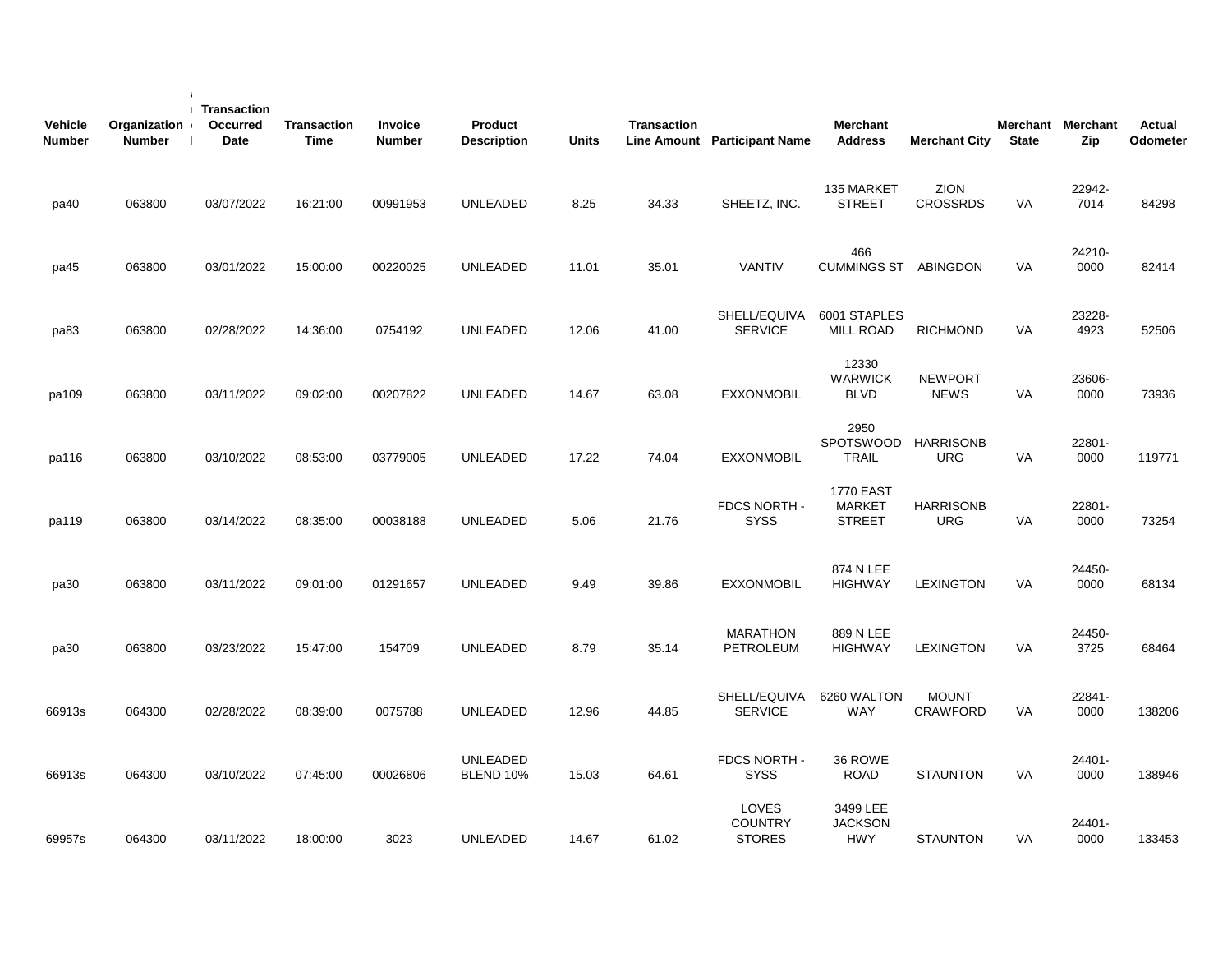| Vehicle Number | Organization Number | Transaction Occurred Date | Transaction Time | Invoice Number | Product Description | Units | Transaction Line Amount | Participant Name | Merchant Address | Merchant City | Merchant State | Merchant Zip | Actual Odometer |
|---|---|---|---|---|---|---|---|---|---|---|---|---|---|
| pa40 | 063800 | 03/07/2022 | 16:21:00 | 00991953 | UNLEADED | 8.25 | 34.33 | SHEETZ, INC. | 135 MARKET STREET | ZION CROSSRDS | VA | 22942-7014 | 84298 |
| pa45 | 063800 | 03/01/2022 | 15:00:00 | 00220025 | UNLEADED | 11.01 | 35.01 | VANTIV | 466 CUMMINGS ST | ABINGDON | VA | 24210-0000 | 82414 |
| pa83 | 063800 | 02/28/2022 | 14:36:00 | 0754192 | UNLEADED | 12.06 | 41.00 | SHELL/EQUIVA SERVICE | 6001 STAPLES MILL ROAD | RICHMOND | VA | 23228-4923 | 52506 |
| pa109 | 063800 | 03/11/2022 | 09:02:00 | 00207822 | UNLEADED | 14.67 | 63.08 | EXXONMOBIL | 12330 WARWICK BLVD | NEWPORT NEWS | VA | 23606-0000 | 73936 |
| pa116 | 063800 | 03/10/2022 | 08:53:00 | 03779005 | UNLEADED | 17.22 | 74.04 | EXXONMOBIL | 2950 SPOTSWOOD TRAIL | HARRISONBURG | VA | 22801-0000 | 119771 |
| pa119 | 063800 | 03/14/2022 | 08:35:00 | 00038188 | UNLEADED | 5.06 | 21.76 | FDCS NORTH - SYSS | 1770 EAST MARKET STREET | HARRISONBURG | VA | 22801-0000 | 73254 |
| pa30 | 063800 | 03/11/2022 | 09:01:00 | 01291657 | UNLEADED | 9.49 | 39.86 | EXXONMOBIL | 874 N LEE HIGHWAY | LEXINGTON | VA | 24450-0000 | 68134 |
| pa30 | 063800 | 03/23/2022 | 15:47:00 | 154709 | UNLEADED | 8.79 | 35.14 | MARATHON PETROLEUM | 889 N LEE HIGHWAY | LEXINGTON | VA | 24450-3725 | 68464 |
| 66913s | 064300 | 02/28/2022 | 08:39:00 | 0075788 | UNLEADED | 12.96 | 44.85 | SHELL/EQUIVA SERVICE | 6260 WALTON WAY | MOUNT CRAWFORD | VA | 22841-0000 | 138206 |
| 66913s | 064300 | 03/10/2022 | 07:45:00 | 00026806 | UNLEADED BLEND 10% | 15.03 | 64.61 | FDCS NORTH - SYSS | 36 ROWE ROAD | STAUNTON | VA | 24401-0000 | 138946 |
| 69957s | 064300 | 03/11/2022 | 18:00:00 | 3023 | UNLEADED | 14.67 | 61.02 | LOVES COUNTRY STORES | 3499 LEE JACKSON HWY | STAUNTON | VA | 24401-0000 | 133453 |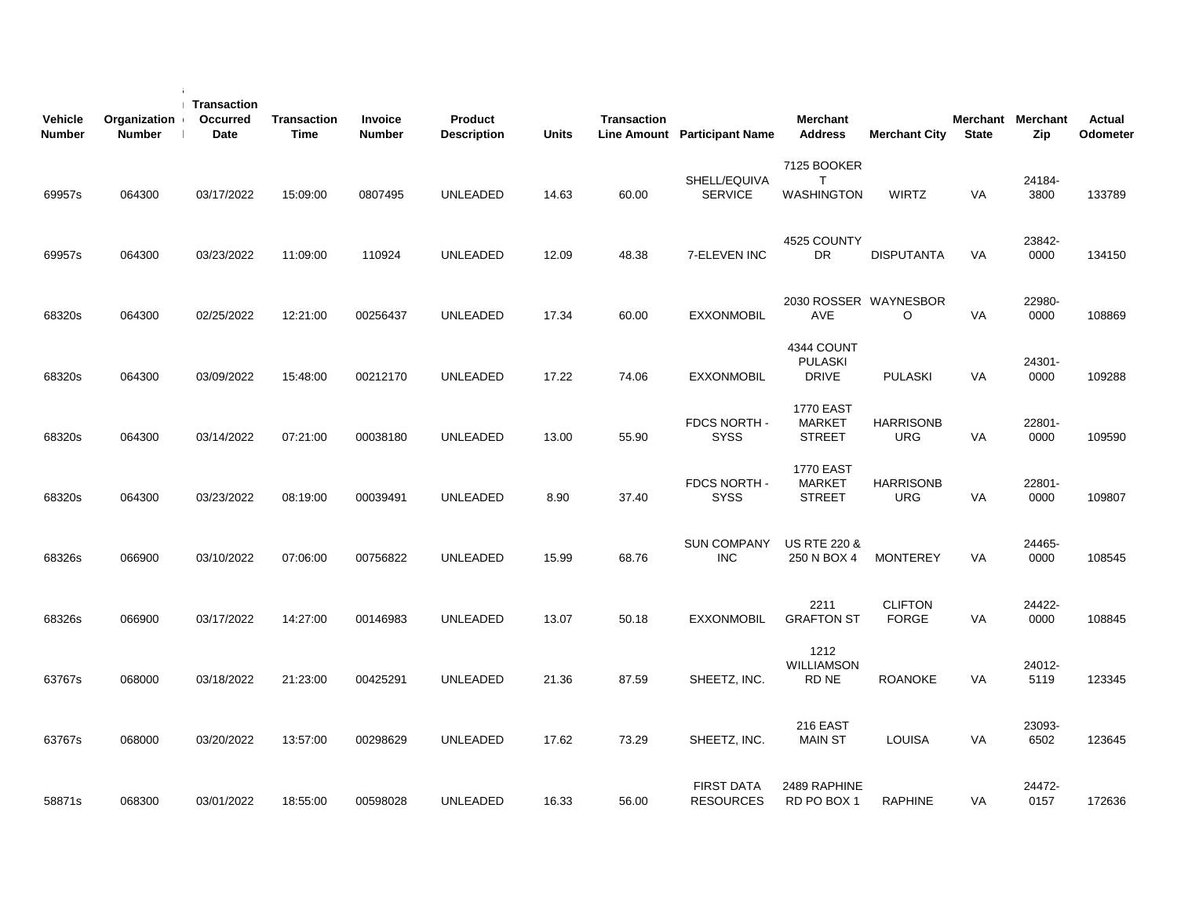| Vehicle Number | Organization Number | Transaction Occurred Date | Transaction Time | Invoice Number | Product Description | Units | Transaction Line Amount | Participant Name | Merchant Address | Merchant City | Merchant State | Merchant Zip | Actual Odometer |
|---|---|---|---|---|---|---|---|---|---|---|---|---|---|
| 69957s | 064300 | 03/17/2022 | 15:09:00 | 0807495 | UNLEADED | 14.63 | 60.00 | SHELL/EQUIVA SERVICE | 7125 BOOKER T WASHINGTON | WIRTZ | VA | 24184-3800 | 133789 |
| 69957s | 064300 | 03/23/2022 | 11:09:00 | 110924 | UNLEADED | 12.09 | 48.38 | 7-ELEVEN INC | 4525 COUNTY DR | DISPUTANTA | VA | 23842-0000 | 134150 |
| 68320s | 064300 | 02/25/2022 | 12:21:00 | 00256437 | UNLEADED | 17.34 | 60.00 | EXXONMOBIL | 2030 ROSSER AVE | WAYNESBORO | VA | 22980-0000 | 108869 |
| 68320s | 064300 | 03/09/2022 | 15:48:00 | 00212170 | UNLEADED | 17.22 | 74.06 | EXXONMOBIL | 4344 COUNT PULASKI DRIVE | PULASKI | VA | 24301-0000 | 109288 |
| 68320s | 064300 | 03/14/2022 | 07:21:00 | 00038180 | UNLEADED | 13.00 | 55.90 | FDCS NORTH - SYSS | 1770 EAST MARKET STREET | HARRISONBURG | VA | 22801-0000 | 109590 |
| 68320s | 064300 | 03/23/2022 | 08:19:00 | 00039491 | UNLEADED | 8.90 | 37.40 | FDCS NORTH - SYSS | 1770 EAST MARKET STREET | HARRISONBURG | VA | 22801-0000 | 109807 |
| 68326s | 066900 | 03/10/2022 | 07:06:00 | 00756822 | UNLEADED | 15.99 | 68.76 | SUN COMPANY INC | US RTE 220 & 250 N BOX 4 | MONTEREY | VA | 24465-0000 | 108545 |
| 68326s | 066900 | 03/17/2022 | 14:27:00 | 00146983 | UNLEADED | 13.07 | 50.18 | EXXONMOBIL | 2211 GRAFTON ST | CLIFTON FORGE | VA | 24422-0000 | 108845 |
| 63767s | 068000 | 03/18/2022 | 21:23:00 | 00425291 | UNLEADED | 21.36 | 87.59 | SHEETZ, INC. | 1212 WILLIAMSON RD NE | ROANOKE | VA | 24012-5119 | 123345 |
| 63767s | 068000 | 03/20/2022 | 13:57:00 | 00298629 | UNLEADED | 17.62 | 73.29 | SHEETZ, INC. | 216 EAST MAIN ST | LOUISA | VA | 23093-6502 | 123645 |
| 58871s | 068300 | 03/01/2022 | 18:55:00 | 00598028 | UNLEADED | 16.33 | 56.00 | FIRST DATA RESOURCES | 2489 RAPHINE RD PO BOX 1 | RAPHINE | VA | 24472-0157 | 172636 |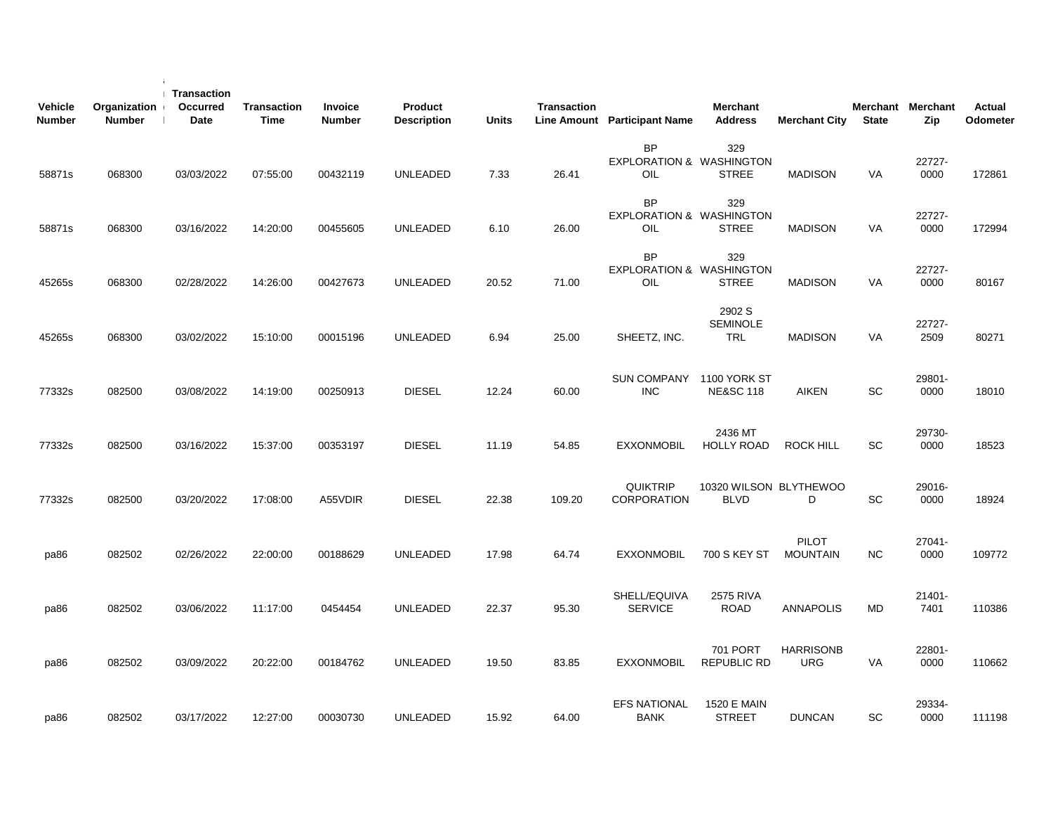| Vehicle Number | Organization Number | Transaction Occurred Date | Transaction Time | Invoice Number | Product Description | Units | Transaction Line Amount | Participant Name | Merchant Address | Merchant City | Merchant State | Merchant Zip | Actual Odometer |
|---|---|---|---|---|---|---|---|---|---|---|---|---|---|
| 58871s | 068300 | 03/03/2022 | 07:55:00 | 00432119 | UNLEADED | 7.33 | 26.41 | BP EXPLORATION & OIL | 329 WASHINGTON STREE | MADISON | VA | 22727-0000 | 172861 |
| 58871s | 068300 | 03/16/2022 | 14:20:00 | 00455605 | UNLEADED | 6.10 | 26.00 | BP EXPLORATION & OIL | 329 WASHINGTON STREE | MADISON | VA | 22727-0000 | 172994 |
| 45265s | 068300 | 02/28/2022 | 14:26:00 | 00427673 | UNLEADED | 20.52 | 71.00 | BP EXPLORATION & OIL | 329 WASHINGTON STREE | MADISON | VA | 22727-0000 | 80167 |
| 45265s | 068300 | 03/02/2022 | 15:10:00 | 00015196 | UNLEADED | 6.94 | 25.00 | SHEETZ, INC. | 2902 S SEMINOLE TRL | MADISON | VA | 22727-2509 | 80271 |
| 77332s | 082500 | 03/08/2022 | 14:19:00 | 00250913 | DIESEL | 12.24 | 60.00 | SUN COMPANY INC | 1100 YORK ST NE&SC 118 | AIKEN | SC | 29801-0000 | 18010 |
| 77332s | 082500 | 03/16/2022 | 15:37:00 | 00353197 | DIESEL | 11.19 | 54.85 | EXXONMOBIL | 2436 MT HOLLY ROAD | ROCK HILL | SC | 29730-0000 | 18523 |
| 77332s | 082500 | 03/20/2022 | 17:08:00 | A55VDIR | DIESEL | 22.38 | 109.20 | QUIKTRIP CORPORATION | 10320 WILSON BLVD | BLYTHEWOOD | SC | 29016-0000 | 18924 |
| pa86 | 082502 | 02/26/2022 | 22:00:00 | 00188629 | UNLEADED | 17.98 | 64.74 | EXXONMOBIL | 700 S KEY ST | PILOT MOUNTAIN | NC | 27041-0000 | 109772 |
| pa86 | 082502 | 03/06/2022 | 11:17:00 | 0454454 | UNLEADED | 22.37 | 95.30 | SHELL/EQUIVA SERVICE | 2575 RIVA ROAD | ANNAPOLIS | MD | 21401-7401 | 110386 |
| pa86 | 082502 | 03/09/2022 | 20:22:00 | 00184762 | UNLEADED | 19.50 | 83.85 | EXXONMOBIL | 701 PORT REPUBLIC RD | HARRISONBURG | VA | 22801-0000 | 110662 |
| pa86 | 082502 | 03/17/2022 | 12:27:00 | 00030730 | UNLEADED | 15.92 | 64.00 | EFS NATIONAL BANK | 1520 E MAIN STREET | DUNCAN | SC | 29334-0000 | 111198 |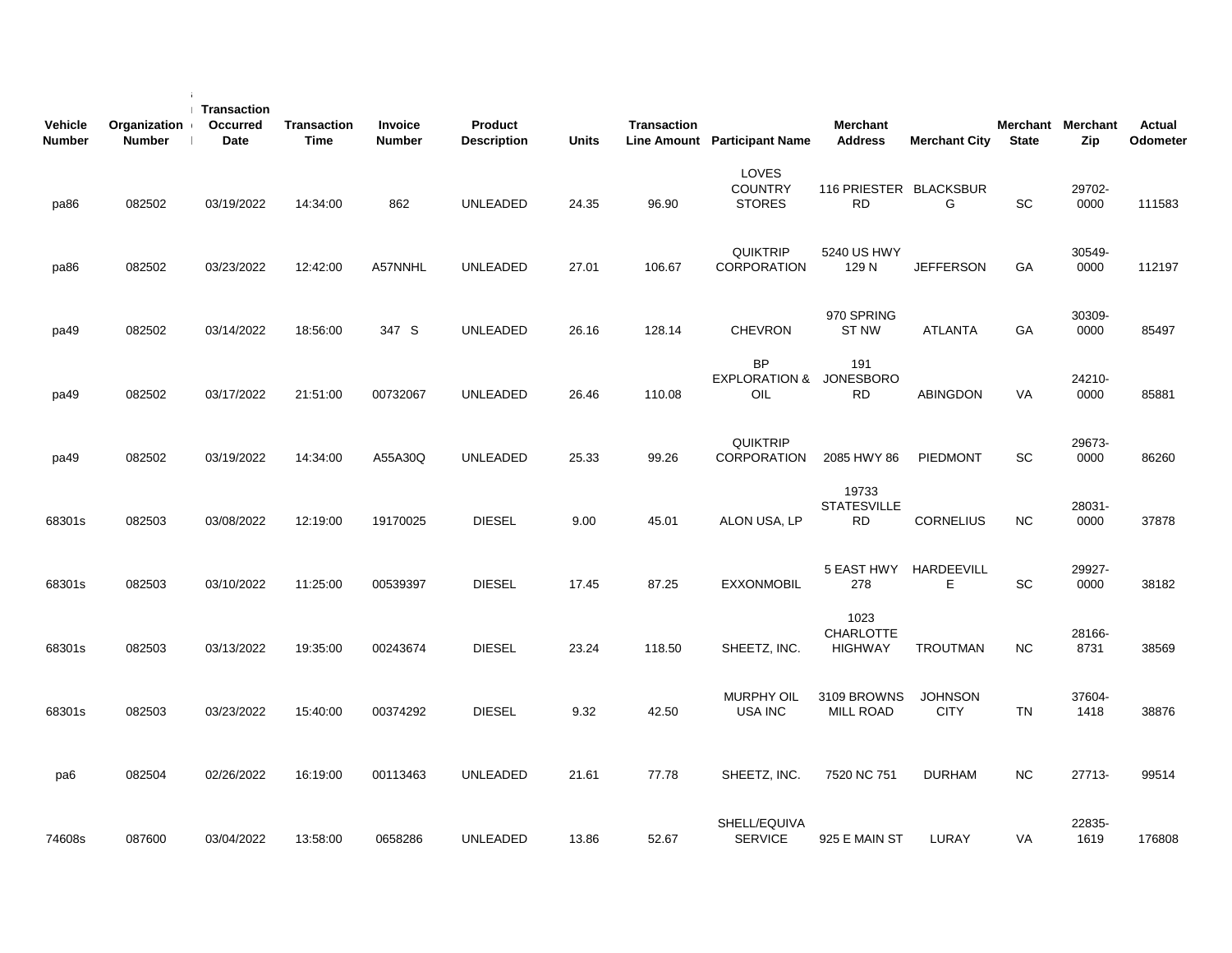| Vehicle Number | Organization Number | Transaction Occurred Date | Transaction Time | Invoice Number | Product Description | Units | Transaction Line Amount | Participant Name | Merchant Address | Merchant City | Merchant State | Merchant Zip | Actual Odometer |
|---|---|---|---|---|---|---|---|---|---|---|---|---|---|
| pa86 | 082502 | 03/19/2022 | 14:34:00 | 862 | UNLEADED | 24.35 | 96.90 | LOVES COUNTRY STORES | 116 PRIESTER RD | BLACKSBURG | SC | 29702-0000 | 111583 |
| pa86 | 082502 | 03/23/2022 | 12:42:00 | A57NNHL | UNLEADED | 27.01 | 106.67 | QUIKTRIP CORPORATION | 5240 US HWY 129 N | JEFFERSON | GA | 30549-0000 | 112197 |
| pa49 | 082502 | 03/14/2022 | 18:56:00 | 347 S | UNLEADED | 26.16 | 128.14 | CHEVRON | 970 SPRING ST NW | ATLANTA | GA | 30309-0000 | 85497 |
| pa49 | 082502 | 03/17/2022 | 21:51:00 | 00732067 | UNLEADED | 26.46 | 110.08 | BP EXPLORATION & OIL | 191 JONESBORO RD | ABINGDON | VA | 24210-0000 | 85881 |
| pa49 | 082502 | 03/19/2022 | 14:34:00 | A55A30Q | UNLEADED | 25.33 | 99.26 | QUIKTRIP CORPORATION | 2085 HWY 86 | PIEDMONT | SC | 29673-0000 | 86260 |
| 68301s | 082503 | 03/08/2022 | 12:19:00 | 19170025 | DIESEL | 9.00 | 45.01 | ALON USA, LP | 19733 STATESVILLE RD | CORNELIUS | NC | 28031-0000 | 37878 |
| 68301s | 082503 | 03/10/2022 | 11:25:00 | 00539397 | DIESEL | 17.45 | 87.25 | EXXONMOBIL | 5 EAST HWY 278 | HARDEEVILLE | SC | 29927-0000 | 38182 |
| 68301s | 082503 | 03/13/2022 | 19:35:00 | 00243674 | DIESEL | 23.24 | 118.50 | SHEETZ, INC. | 1023 CHARLOTTE HIGHWAY | TROUTMAN | NC | 28166-8731 | 38569 |
| 68301s | 082503 | 03/23/2022 | 15:40:00 | 00374292 | DIESEL | 9.32 | 42.50 | MURPHY OIL USA INC | 3109 BROWNS MILL ROAD | JOHNSON CITY | TN | 37604-1418 | 38876 |
| pa6 | 082504 | 02/26/2022 | 16:19:00 | 00113463 | UNLEADED | 21.61 | 77.78 | SHEETZ, INC. | 7520 NC 751 | DURHAM | NC | 27713- | 99514 |
| 74608s | 087600 | 03/04/2022 | 13:58:00 | 0658286 | UNLEADED | 13.86 | 52.67 | SHELL/EQUIVA SERVICE | 925 E MAIN ST | LURAY | VA | 22835-1619 | 176808 |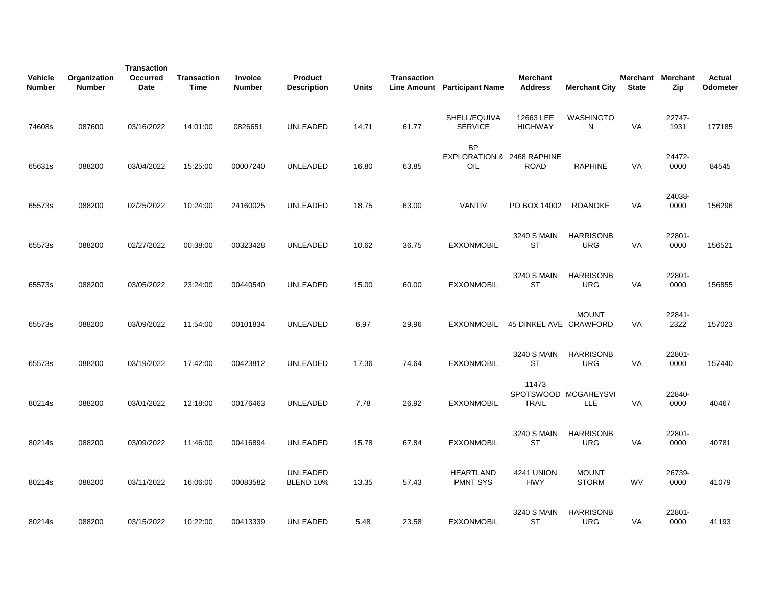| Vehicle Number | Organization Number | Transaction Occurred Date | Transaction Time | Invoice Number | Product Description | Units | Transaction Line Amount | Participant Name | Merchant Address | Merchant City | Merchant State | Merchant Zip | Actual Odometer |
|---|---|---|---|---|---|---|---|---|---|---|---|---|---|
| 74608s | 087600 | 03/16/2022 | 14:01:00 | 0826651 | UNLEADED | 14.71 | 61.77 | SHELL/EQUIVA SERVICE | 12663 LEE HIGHWAY | WASHINGTON | VA | 22747-1931 | 177185 |
| 65631s | 088200 | 03/04/2022 | 15:25:00 | 00007240 | UNLEADED | 16.80 | 63.85 | BP EXPLORATION & OIL | 2468 RAPHINE ROAD | RAPHINE | VA | 24472-0000 | 84545 |
| 65573s | 088200 | 02/25/2022 | 10:24:00 | 24160025 | UNLEADED | 18.75 | 63.00 | VANTIV | PO BOX 14002 | ROANOKE | VA | 24038-0000 | 156296 |
| 65573s | 088200 | 02/27/2022 | 00:38:00 | 00323428 | UNLEADED | 10.62 | 36.75 | EXXONMOBIL | 3240 S MAIN ST | HARRISONBURG | VA | 22801-0000 | 156521 |
| 65573s | 088200 | 03/05/2022 | 23:24:00 | 00440540 | UNLEADED | 15.00 | 60.00 | EXXONMOBIL | 3240 S MAIN ST | HARRISONBURG | VA | 22801-0000 | 156855 |
| 65573s | 088200 | 03/09/2022 | 11:54:00 | 00101834 | UNLEADED | 6.97 | 29.96 | EXXONMOBIL | 45 DINKEL AVE | MOUNT CRAWFORD | VA | 22841-2322 | 157023 |
| 65573s | 088200 | 03/19/2022 | 17:42:00 | 00423812 | UNLEADED | 17.36 | 74.64 | EXXONMOBIL | 3240 S MAIN ST | HARRISONBURG | VA | 22801-0000 | 157440 |
| 80214s | 088200 | 03/01/2022 | 12:18:00 | 00176463 | UNLEADED | 7.78 | 26.92 | EXXONMOBIL | 11473 SPOTSWOOD TRAIL | MCGAHEYSVILLE | VA | 22840-0000 | 40467 |
| 80214s | 088200 | 03/09/2022 | 11:46:00 | 00416894 | UNLEADED | 15.78 | 67.84 | EXXONMOBIL | 3240 S MAIN ST | HARRISONBURG | VA | 22801-0000 | 40781 |
| 80214s | 088200 | 03/11/2022 | 16:06:00 | 00083582 | UNLEADED BLEND 10% | 13.35 | 57.43 | HEARTLAND PMNT SYS | 4241 UNION HWY | MOUNT STORM | WV | 26739-0000 | 41079 |
| 80214s | 088200 | 03/15/2022 | 10:22:00 | 00413339 | UNLEADED | 5.48 | 23.58 | EXXONMOBIL | 3240 S MAIN ST | HARRISONBURG | VA | 22801-0000 | 41193 |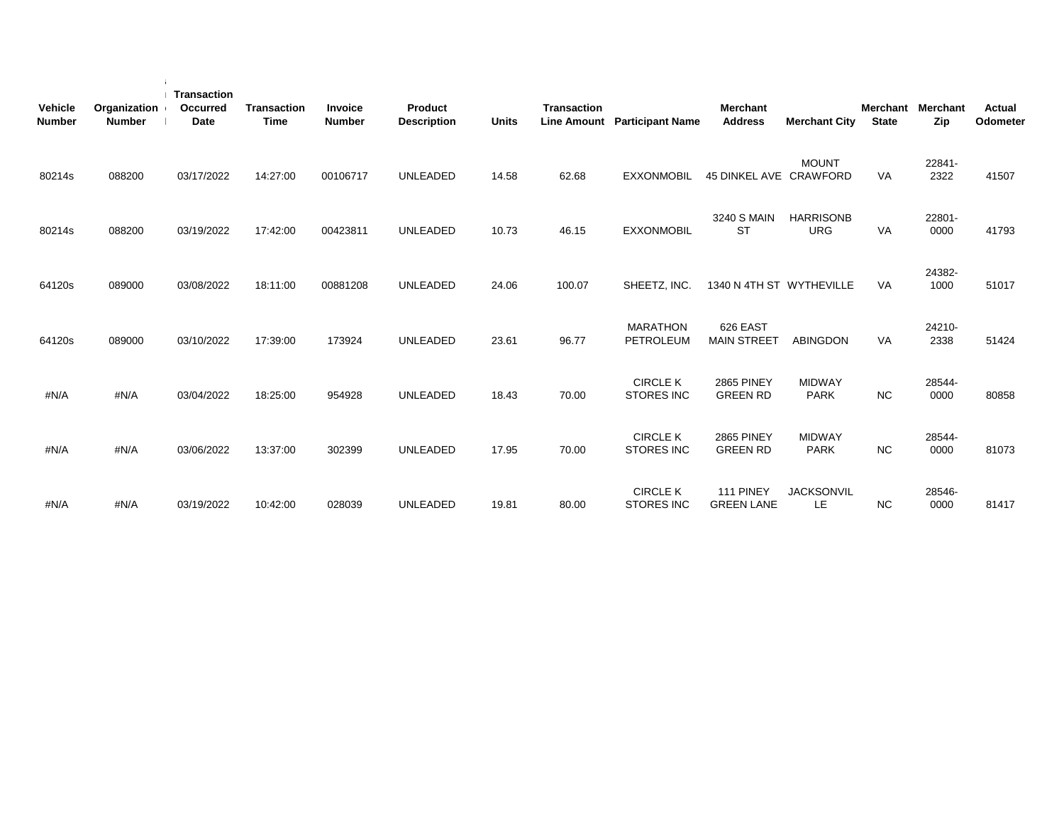| Vehicle Number | Organization Number | Transaction Occurred Date | Transaction Time | Invoice Number | Product Description | Units | Transaction Line Amount | Participant Name | Merchant Address | Merchant City | Merchant State | Merchant Zip | Actual Odometer |
|---|---|---|---|---|---|---|---|---|---|---|---|---|---|
| 80214s | 088200 | 03/17/2022 | 14:27:00 | 00106717 | UNLEADED | 14.58 | 62.68 | EXXONMOBIL | 45 DINKEL AVE | MOUNT CRAWFORD | VA | 22841-2322 | 41507 |
| 80214s | 088200 | 03/19/2022 | 17:42:00 | 00423811 | UNLEADED | 10.73 | 46.15 | EXXONMOBIL | 3240 S MAIN ST | HARRISONBURG | VA | 22801-0000 | 41793 |
| 64120s | 089000 | 03/08/2022 | 18:11:00 | 00881208 | UNLEADED | 24.06 | 100.07 | SHEETZ, INC. | 1340 N 4TH ST | WYTHEVILLE | VA | 24382-1000 | 51017 |
| 64120s | 089000 | 03/10/2022 | 17:39:00 | 173924 | UNLEADED | 23.61 | 96.77 | MARATHON PETROLEUM | 626 EAST MAIN STREET | ABINGDON | VA | 24210-2338 | 51424 |
| #N/A | #N/A | 03/04/2022 | 18:25:00 | 954928 | UNLEADED | 18.43 | 70.00 | CIRCLE K STORES INC | 2865 PINEY GREEN RD | MIDWAY PARK | NC | 28544-0000 | 80858 |
| #N/A | #N/A | 03/06/2022 | 13:37:00 | 302399 | UNLEADED | 17.95 | 70.00 | CIRCLE K STORES INC | 2865 PINEY GREEN RD | MIDWAY PARK | NC | 28544-0000 | 81073 |
| #N/A | #N/A | 03/19/2022 | 10:42:00 | 028039 | UNLEADED | 19.81 | 80.00 | CIRCLE K STORES INC | 111 PINEY GREEN LANE | JACKSONVILLE | NC | 28546-0000 | 81417 |